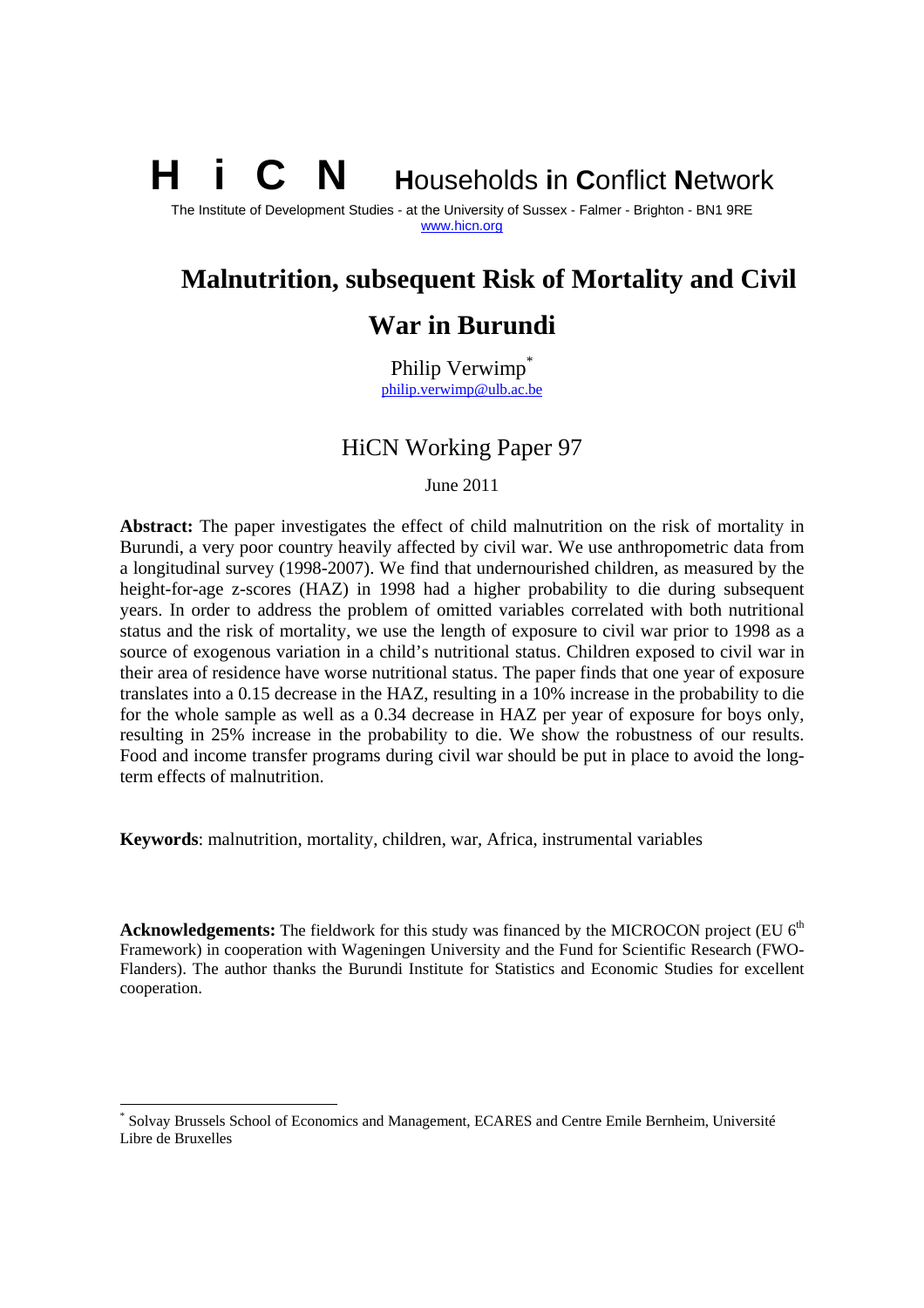# H i C N Households in Conflict Network

The Institute of Development Studies - at the University of Sussex - Falmer - Brighton - BN1 9RE
www.hicn.org

# Malnutrition, subsequent Risk of Mortality and Civil War in Burundi

Philip Verwimp*
philip.verwimp@ulb.ac.be

## HiCN Working Paper 97

June 2011

**Abstract:** The paper investigates the effect of child malnutrition on the risk of mortality in Burundi, a very poor country heavily affected by civil war. We use anthropometric data from a longitudinal survey (1998-2007). We find that undernourished children, as measured by the height-for-age z-scores (HAZ) in 1998 had a higher probability to die during subsequent years. In order to address the problem of omitted variables correlated with both nutritional status and the risk of mortality, we use the length of exposure to civil war prior to 1998 as a source of exogenous variation in a child's nutritional status. Children exposed to civil war in their area of residence have worse nutritional status. The paper finds that one year of exposure translates into a 0.15 decrease in the HAZ, resulting in a 10% increase in the probability to die for the whole sample as well as a 0.34 decrease in HAZ per year of exposure for boys only, resulting in 25% increase in the probability to die. We show the robustness of our results. Food and income transfer programs during civil war should be put in place to avoid the long-term effects of malnutrition.

**Keywords**: malnutrition, mortality, children, war, Africa, instrumental variables

**Acknowledgements:** The fieldwork for this study was financed by the MICROCON project (EU 6th Framework) in cooperation with Wageningen University and the Fund for Scientific Research (FWO-Flanders). The author thanks the Burundi Institute for Statistics and Economic Studies for excellent cooperation.

---

* Solvay Brussels School of Economics and Management, ECARES and Centre Emile Bernheim, Université Libre de Bruxelles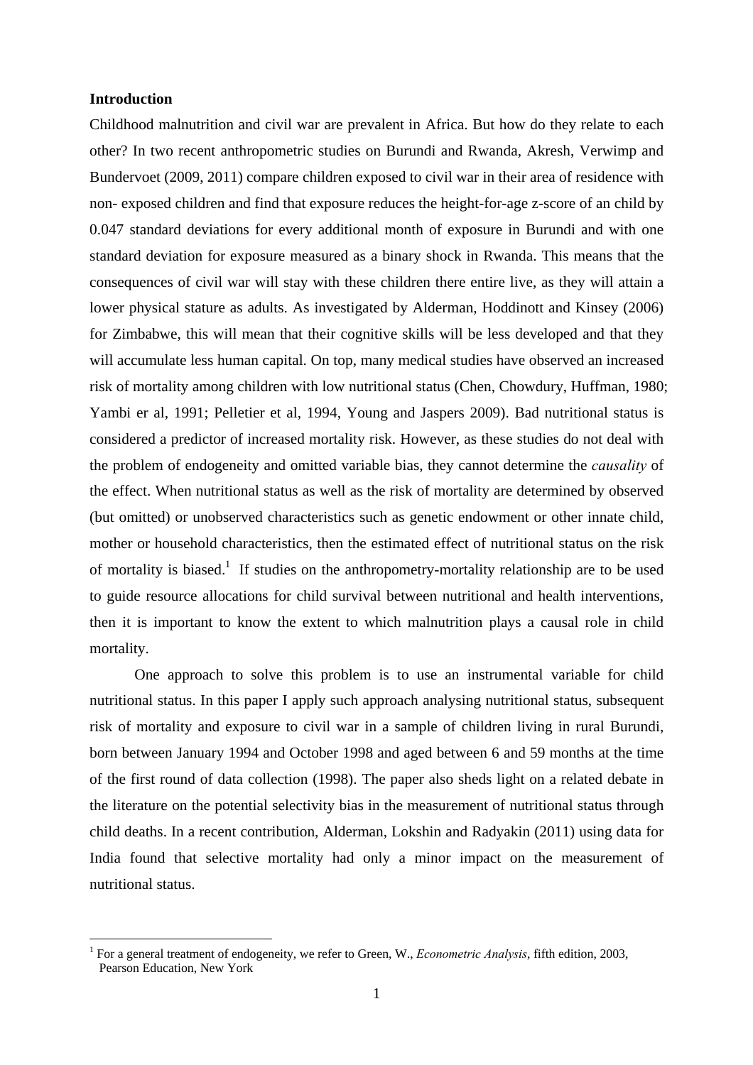**Introduction**

Childhood malnutrition and civil war are prevalent in Africa. But how do they relate to each other? In two recent anthropometric studies on Burundi and Rwanda, Akresh, Verwimp and Bundervoet (2009, 2011) compare children exposed to civil war in their area of residence with non- exposed children and find that exposure reduces the height-for-age z-score of an child by 0.047 standard deviations for every additional month of exposure in Burundi and with one standard deviation for exposure measured as a binary shock in Rwanda. This means that the consequences of civil war will stay with these children there entire live, as they will attain a lower physical stature as adults. As investigated by Alderman, Hoddinott and Kinsey (2006) for Zimbabwe, this will mean that their cognitive skills will be less developed and that they will accumulate less human capital. On top, many medical studies have observed an increased risk of mortality among children with low nutritional status (Chen, Chowdury, Huffman, 1980; Yambi er al, 1991; Pelletier et al, 1994, Young and Jaspers 2009). Bad nutritional status is considered a predictor of increased mortality risk. However, as these studies do not deal with the problem of endogeneity and omitted variable bias, they cannot determine the *causality* of the effect. When nutritional status as well as the risk of mortality are determined by observed (but omitted) or unobserved characteristics such as genetic endowment or other innate child, mother or household characteristics, then the estimated effect of nutritional status on the risk of mortality is biased.[1] If studies on the anthropometry-mortality relationship are to be used to guide resource allocations for child survival between nutritional and health interventions, then it is important to know the extent to which malnutrition plays a causal role in child mortality.

One approach to solve this problem is to use an instrumental variable for child nutritional status. In this paper I apply such approach analysing nutritional status, subsequent risk of mortality and exposure to civil war in a sample of children living in rural Burundi, born between January 1994 and October 1998 and aged between 6 and 59 months at the time of the first round of data collection (1998). The paper also sheds light on a related debate in the literature on the potential selectivity bias in the measurement of nutritional status through child deaths. In a recent contribution, Alderman, Lokshin and Radyakin (2011) using data for India found that selective mortality had only a minor impact on the measurement of nutritional status.

[1] For a general treatment of endogeneity, we refer to Green, W., *Econometric Analysis*, fifth edition, 2003, Pearson Education, New York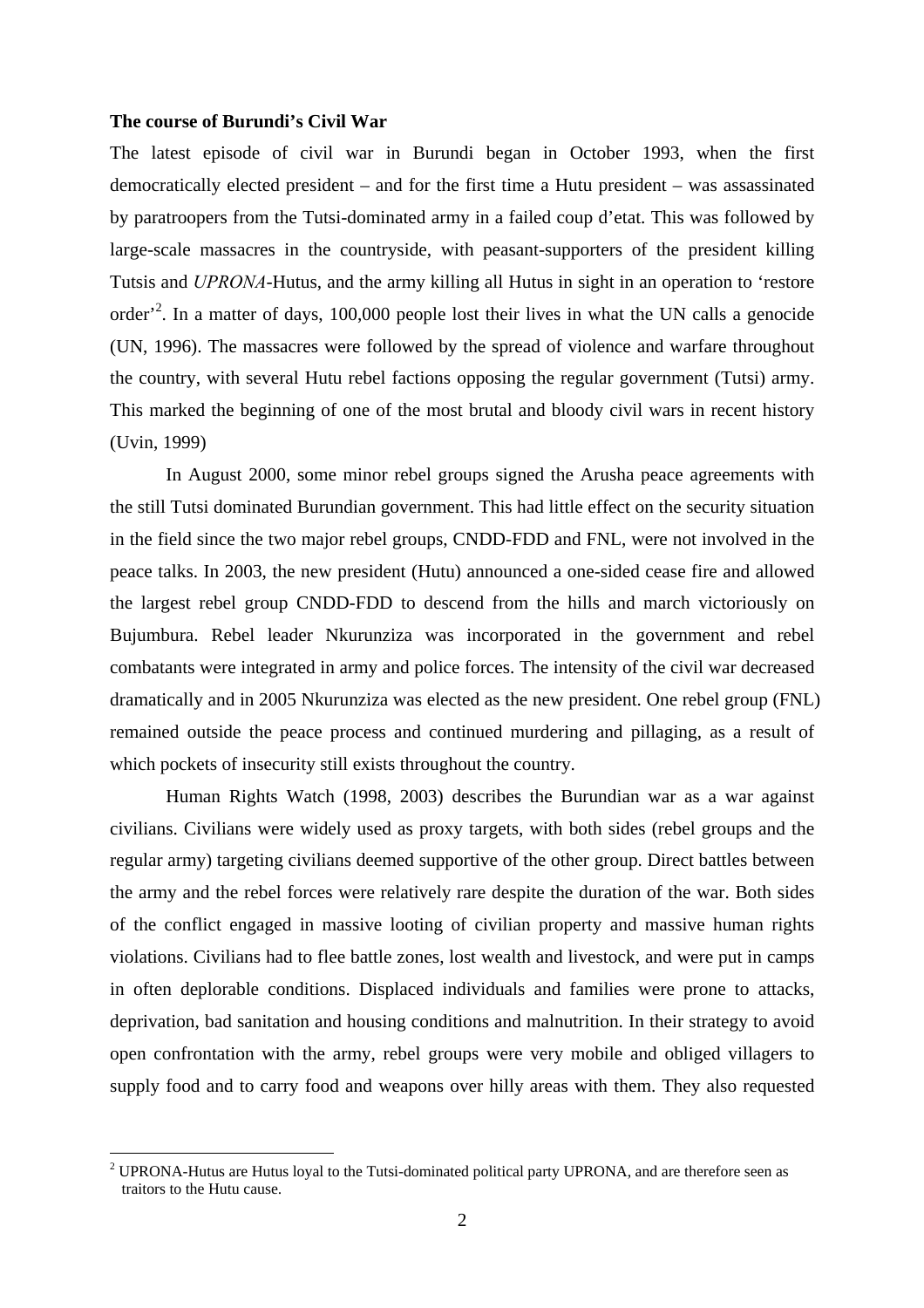**The course of Burundi's Civil War**

The latest episode of civil war in Burundi began in October 1993, when the first democratically elected president – and for the first time a Hutu president – was assassinated by paratroopers from the Tutsi-dominated army in a failed coup d'etat. This was followed by large-scale massacres in the countryside, with peasant-supporters of the president killing Tutsis and *UPRONA*-Hutus, and the army killing all Hutus in sight in an operation to 'restore order'[2]. In a matter of days, 100,000 people lost their lives in what the UN calls a genocide (UN, 1996). The massacres were followed by the spread of violence and warfare throughout the country, with several Hutu rebel factions opposing the regular government (Tutsi) army. This marked the beginning of one of the most brutal and bloody civil wars in recent history (Uvin, 1999)

In August 2000, some minor rebel groups signed the Arusha peace agreements with the still Tutsi dominated Burundian government. This had little effect on the security situation in the field since the two major rebel groups, CNDD-FDD and FNL, were not involved in the peace talks. In 2003, the new president (Hutu) announced a one-sided cease fire and allowed the largest rebel group CNDD-FDD to descend from the hills and march victoriously on Bujumbura. Rebel leader Nkurunziza was incorporated in the government and rebel combatants were integrated in army and police forces. The intensity of the civil war decreased dramatically and in 2005 Nkurunziza was elected as the new president. One rebel group (FNL) remained outside the peace process and continued murdering and pillaging, as a result of which pockets of insecurity still exists throughout the country.

Human Rights Watch (1998, 2003) describes the Burundian war as a war against civilians. Civilians were widely used as proxy targets, with both sides (rebel groups and the regular army) targeting civilians deemed supportive of the other group. Direct battles between the army and the rebel forces were relatively rare despite the duration of the war. Both sides of the conflict engaged in massive looting of civilian property and massive human rights violations. Civilians had to flee battle zones, lost wealth and livestock, and were put in camps in often deplorable conditions. Displaced individuals and families were prone to attacks, deprivation, bad sanitation and housing conditions and malnutrition. In their strategy to avoid open confrontation with the army, rebel groups were very mobile and obliged villagers to supply food and to carry food and weapons over hilly areas with them. They also requested

[2] UPRONA-Hutus are Hutus loyal to the Tutsi-dominated political party UPRONA, and are therefore seen as traitors to the Hutu cause.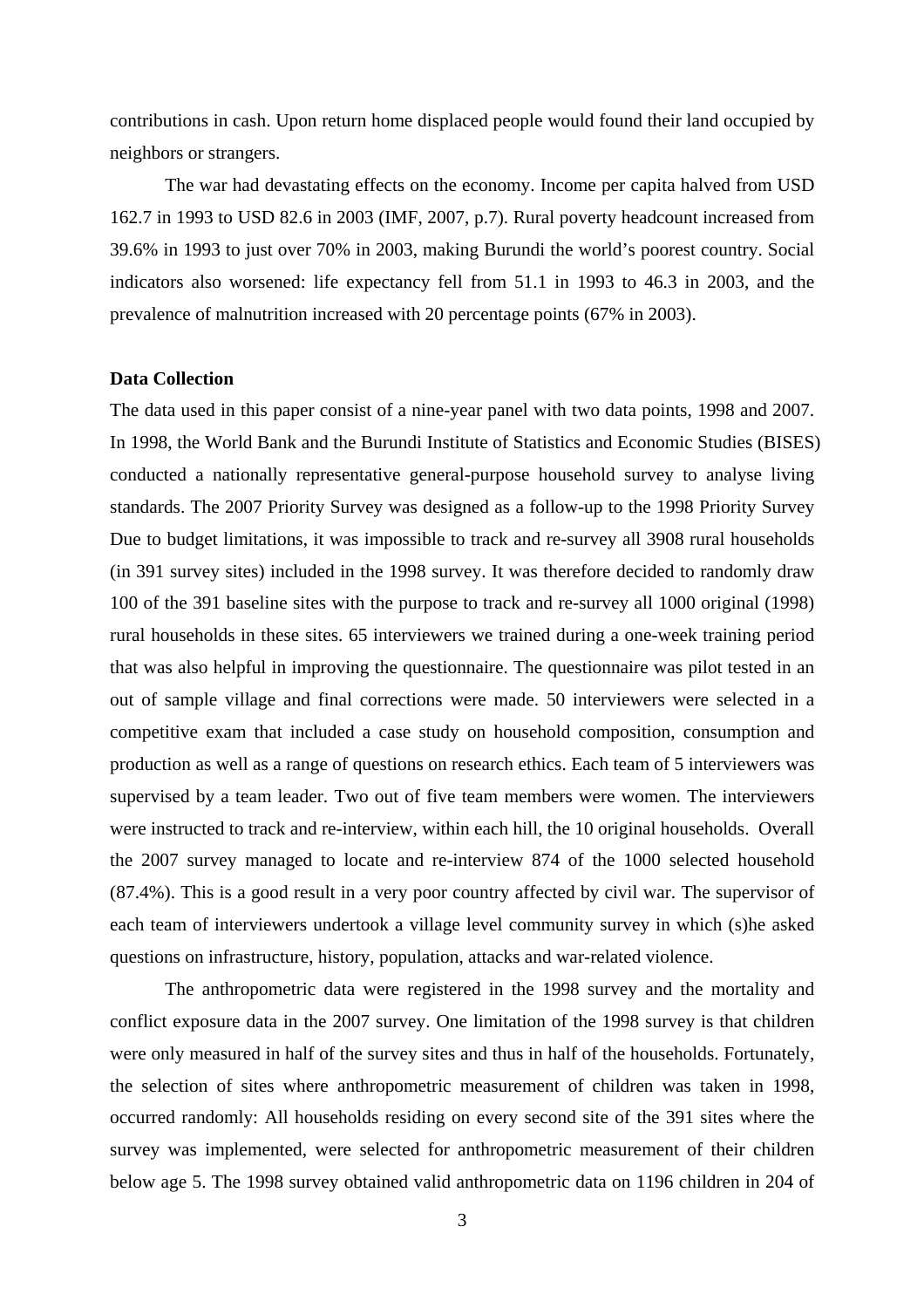contributions in cash. Upon return home displaced people would found their land occupied by neighbors or strangers.

The war had devastating effects on the economy. Income per capita halved from USD 162.7 in 1993 to USD 82.6 in 2003 (IMF, 2007, p.7). Rural poverty headcount increased from 39.6% in 1993 to just over 70% in 2003, making Burundi the world's poorest country. Social indicators also worsened: life expectancy fell from 51.1 in 1993 to 46.3 in 2003, and the prevalence of malnutrition increased with 20 percentage points (67% in 2003).

**Data Collection**

The data used in this paper consist of a nine-year panel with two data points, 1998 and 2007. In 1998, the World Bank and the Burundi Institute of Statistics and Economic Studies (BISES) conducted a nationally representative general-purpose household survey to analyse living standards. The 2007 Priority Survey was designed as a follow-up to the 1998 Priority Survey Due to budget limitations, it was impossible to track and re-survey all 3908 rural households (in 391 survey sites) included in the 1998 survey. It was therefore decided to randomly draw 100 of the 391 baseline sites with the purpose to track and re-survey all 1000 original (1998) rural households in these sites. 65 interviewers we trained during a one-week training period that was also helpful in improving the questionnaire. The questionnaire was pilot tested in an out of sample village and final corrections were made. 50 interviewers were selected in a competitive exam that included a case study on household composition, consumption and production as well as a range of questions on research ethics. Each team of 5 interviewers was supervised by a team leader. Two out of five team members were women. The interviewers were instructed to track and re-interview, within each hill, the 10 original households. Overall the 2007 survey managed to locate and re-interview 874 of the 1000 selected household (87.4%). This is a good result in a very poor country affected by civil war. The supervisor of each team of interviewers undertook a village level community survey in which (s)he asked questions on infrastructure, history, population, attacks and war-related violence.

The anthropometric data were registered in the 1998 survey and the mortality and conflict exposure data in the 2007 survey. One limitation of the 1998 survey is that children were only measured in half of the survey sites and thus in half of the households. Fortunately, the selection of sites where anthropometric measurement of children was taken in 1998, occurred randomly: All households residing on every second site of the 391 sites where the survey was implemented, were selected for anthropometric measurement of their children below age 5. The 1998 survey obtained valid anthropometric data on 1196 children in 204 of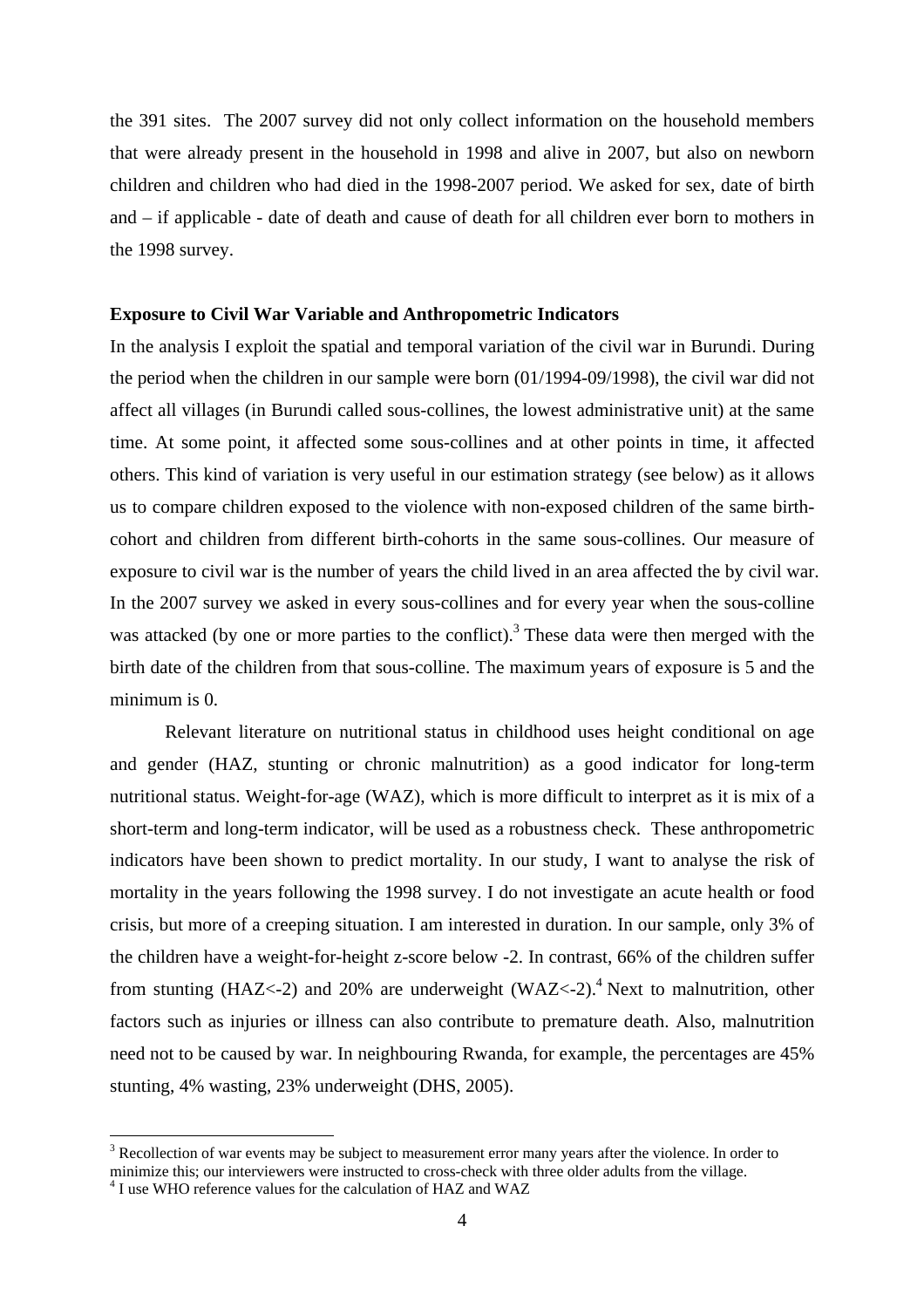the 391 sites. The 2007 survey did not only collect information on the household members that were already present in the household in 1998 and alive in 2007, but also on newborn children and children who had died in the 1998-2007 period. We asked for sex, date of birth and – if applicable - date of death and cause of death for all children ever born to mothers in the 1998 survey.

**Exposure to Civil War Variable and Anthropometric Indicators**

In the analysis I exploit the spatial and temporal variation of the civil war in Burundi. During the period when the children in our sample were born (01/1994-09/1998), the civil war did not affect all villages (in Burundi called sous-collines, the lowest administrative unit) at the same time. At some point, it affected some sous-collines and at other points in time, it affected others. This kind of variation is very useful in our estimation strategy (see below) as it allows us to compare children exposed to the violence with non-exposed children of the same birth-cohort and children from different birth-cohorts in the same sous-collines. Our measure of exposure to civil war is the number of years the child lived in an area affected the by civil war. In the 2007 survey we asked in every sous-collines and for every year when the sous-colline was attacked (by one or more parties to the conflict).[3] These data were then merged with the birth date of the children from that sous-colline. The maximum years of exposure is 5 and the minimum is 0.

Relevant literature on nutritional status in childhood uses height conditional on age and gender (HAZ, stunting or chronic malnutrition) as a good indicator for long-term nutritional status. Weight-for-age (WAZ), which is more difficult to interpret as it is mix of a short-term and long-term indicator, will be used as a robustness check. These anthropometric indicators have been shown to predict mortality. In our study, I want to analyse the risk of mortality in the years following the 1998 survey. I do not investigate an acute health or food crisis, but more of a creeping situation. I am interested in duration. In our sample, only 3% of the children have a weight-for-height z-score below -2. In contrast, 66% of the children suffer from stunting (HAZ<-2) and 20% are underweight (WAZ<-2).[4] Next to malnutrition, other factors such as injuries or illness can also contribute to premature death. Also, malnutrition need not to be caused by war. In neighbouring Rwanda, for example, the percentages are 45% stunting, 4% wasting, 23% underweight (DHS, 2005).

---

[3] Recollection of war events may be subject to measurement error many years after the violence. In order to minimize this; our interviewers were instructed to cross-check with three older adults from the village.

[4] I use WHO reference values for the calculation of HAZ and WAZ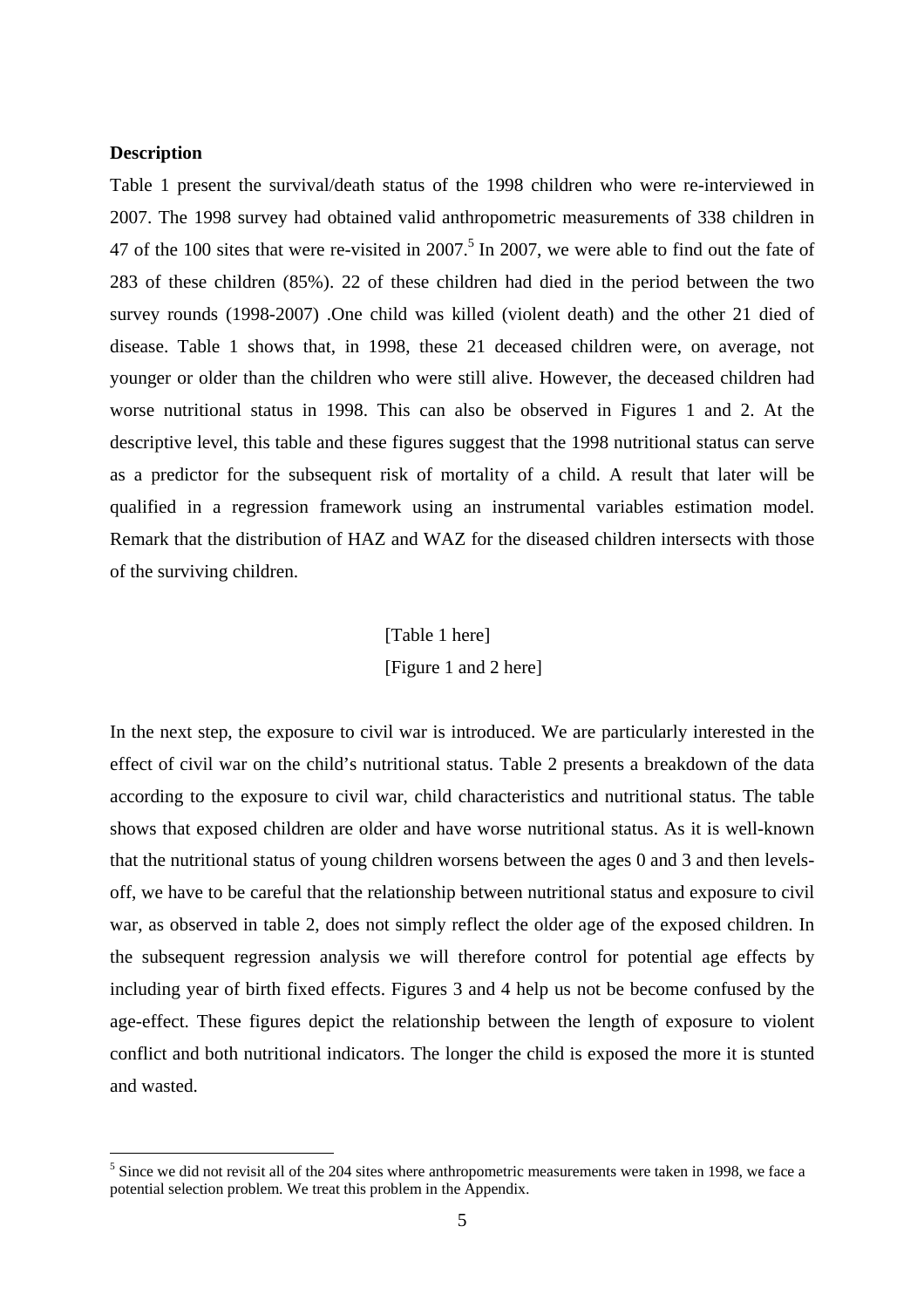**Description**

Table 1 present the survival/death status of the 1998 children who were re-interviewed in 2007. The 1998 survey had obtained valid anthropometric measurements of 338 children in 47 of the 100 sites that were re-visited in 2007.[5] In 2007, we were able to find out the fate of 283 of these children (85%). 22 of these children had died in the period between the two survey rounds (1998-2007) .One child was killed (violent death) and the other 21 died of disease. Table 1 shows that, in 1998, these 21 deceased children were, on average, not younger or older than the children who were still alive. However, the deceased children had worse nutritional status in 1998. This can also be observed in Figures 1 and 2. At the descriptive level, this table and these figures suggest that the 1998 nutritional status can serve as a predictor for the subsequent risk of mortality of a child. A result that later will be qualified in a regression framework using an instrumental variables estimation model. Remark that the distribution of HAZ and WAZ for the diseased children intersects with those of the surviving children.

[Table 1 here]

[Figure 1 and 2 here]

In the next step, the exposure to civil war is introduced. We are particularly interested in the effect of civil war on the child's nutritional status. Table 2 presents a breakdown of the data according to the exposure to civil war, child characteristics and nutritional status. The table shows that exposed children are older and have worse nutritional status. As it is well-known that the nutritional status of young children worsens between the ages 0 and 3 and then levels-off, we have to be careful that the relationship between nutritional status and exposure to civil war, as observed in table 2, does not simply reflect the older age of the exposed children. In the subsequent regression analysis we will therefore control for potential age effects by including year of birth fixed effects. Figures 3 and 4 help us not be become confused by the age-effect. These figures depict the relationship between the length of exposure to violent conflict and both nutritional indicators. The longer the child is exposed the more it is stunted and wasted.

[5] Since we did not revisit all of the 204 sites where anthropometric measurements were taken in 1998, we face a potential selection problem. We treat this problem in the Appendix.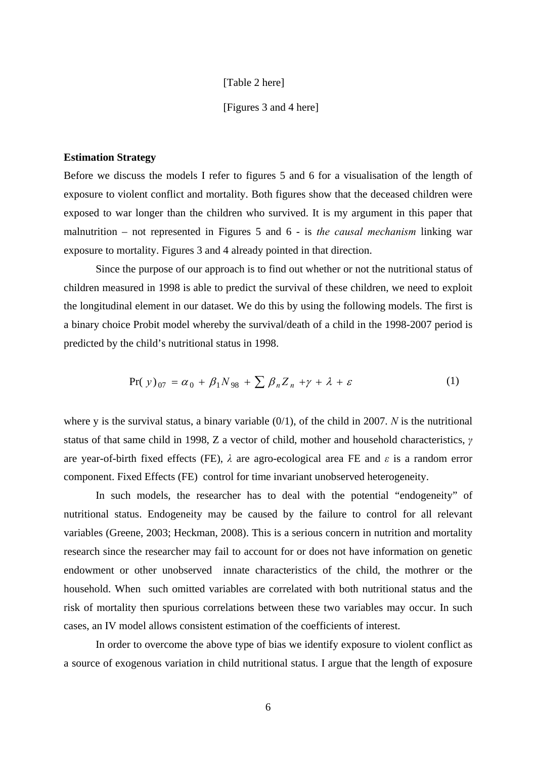[Table 2 here]

[Figures 3 and 4 here]

**Estimation Strategy**

Before we discuss the models I refer to figures 5 and 6 for a visualisation of the length of exposure to violent conflict and mortality. Both figures show that the deceased children were exposed to war longer than the children who survived. It is my argument in this paper that malnutrition – not represented in Figures 5 and 6 - is *the causal mechanism* linking war exposure to mortality. Figures 3 and 4 already pointed in that direction.

Since the purpose of our approach is to find out whether or not the nutritional status of children measured in 1998 is able to predict the survival of these children, we need to exploit the longitudinal element in our dataset. We do this by using the following models. The first is a binary choice Probit model whereby the survival/death of a child in the 1998-2007 period is predicted by the child's nutritional status in 1998.

$$\Pr(y)_{07} = \alpha_0 + \beta_1 N_{98} + \sum \beta_n Z_n + \gamma + \lambda + \varepsilon \tag{1}$$

where y is the survival status, a binary variable (0/1), of the child in 2007. *N* is the nutritional status of that same child in 1998, Z a vector of child, mother and household characteristics, $\gamma$ are year-of-birth fixed effects (FE), $\lambda$ are agro-ecological area FE and $\varepsilon$ is a random error component. Fixed Effects (FE) control for time invariant unobserved heterogeneity.

In such models, the researcher has to deal with the potential "endogeneity" of nutritional status. Endogeneity may be caused by the failure to control for all relevant variables (Greene, 2003; Heckman, 2008). This is a serious concern in nutrition and mortality research since the researcher may fail to account for or does not have information on genetic endowment or other unobserved innate characteristics of the child, the mothrer or the household. When such omitted variables are correlated with both nutritional status and the risk of mortality then spurious correlations between these two variables may occur. In such cases, an IV model allows consistent estimation of the coefficients of interest.

In order to overcome the above type of bias we identify exposure to violent conflict as a source of exogenous variation in child nutritional status. I argue that the length of exposure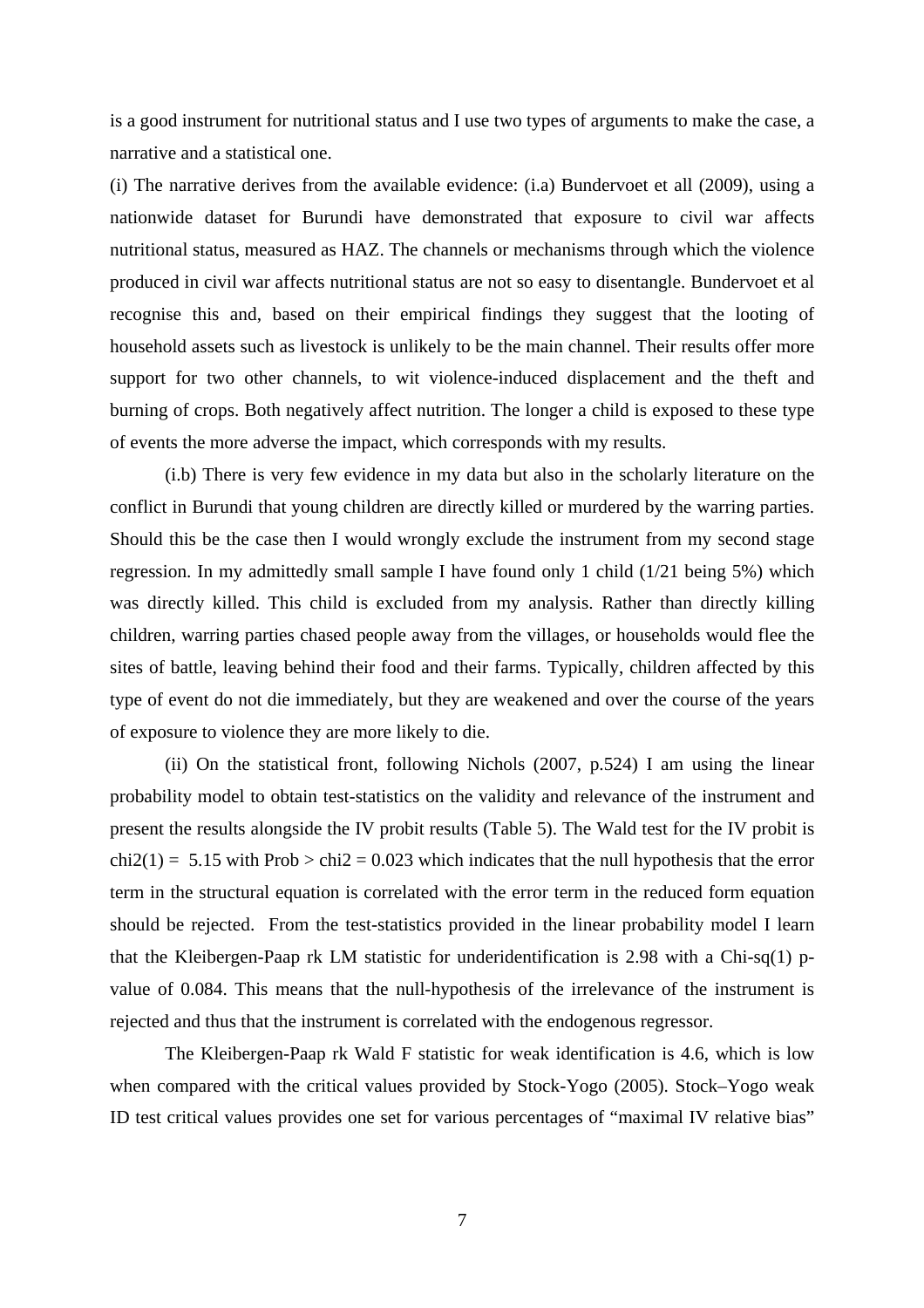is a good instrument for nutritional status and I use two types of arguments to make the case, a narrative and a statistical one.

(i) The narrative derives from the available evidence: (i.a) Bundervoet et all (2009), using a nationwide dataset for Burundi have demonstrated that exposure to civil war affects nutritional status, measured as HAZ. The channels or mechanisms through which the violence produced in civil war affects nutritional status are not so easy to disentangle. Bundervoet et al recognise this and, based on their empirical findings they suggest that the looting of household assets such as livestock is unlikely to be the main channel. Their results offer more support for two other channels, to wit violence-induced displacement and the theft and burning of crops. Both negatively affect nutrition. The longer a child is exposed to these type of events the more adverse the impact, which corresponds with my results.

(i.b) There is very few evidence in my data but also in the scholarly literature on the conflict in Burundi that young children are directly killed or murdered by the warring parties. Should this be the case then I would wrongly exclude the instrument from my second stage regression. In my admittedly small sample I have found only 1 child (1/21 being 5%) which was directly killed. This child is excluded from my analysis. Rather than directly killing children, warring parties chased people away from the villages, or households would flee the sites of battle, leaving behind their food and their farms. Typically, children affected by this type of event do not die immediately, but they are weakened and over the course of the years of exposure to violence they are more likely to die.

(ii) On the statistical front, following Nichols (2007, p.524) I am using the linear probability model to obtain test-statistics on the validity and relevance of the instrument and present the results alongside the IV probit results (Table 5). The Wald test for the IV probit is chi2(1) = 5.15 with Prob > chi2 = 0.023 which indicates that the null hypothesis that the error term in the structural equation is correlated with the error term in the reduced form equation should be rejected. From the test-statistics provided in the linear probability model I learn that the Kleibergen-Paap rk LM statistic for underidentification is 2.98 with a Chi-sq(1) p-value of 0.084. This means that the null-hypothesis of the irrelevance of the instrument is rejected and thus that the instrument is correlated with the endogenous regressor.

The Kleibergen-Paap rk Wald F statistic for weak identification is 4.6, which is low when compared with the critical values provided by Stock-Yogo (2005). Stock–Yogo weak ID test critical values provides one set for various percentages of “maximal IV relative bias”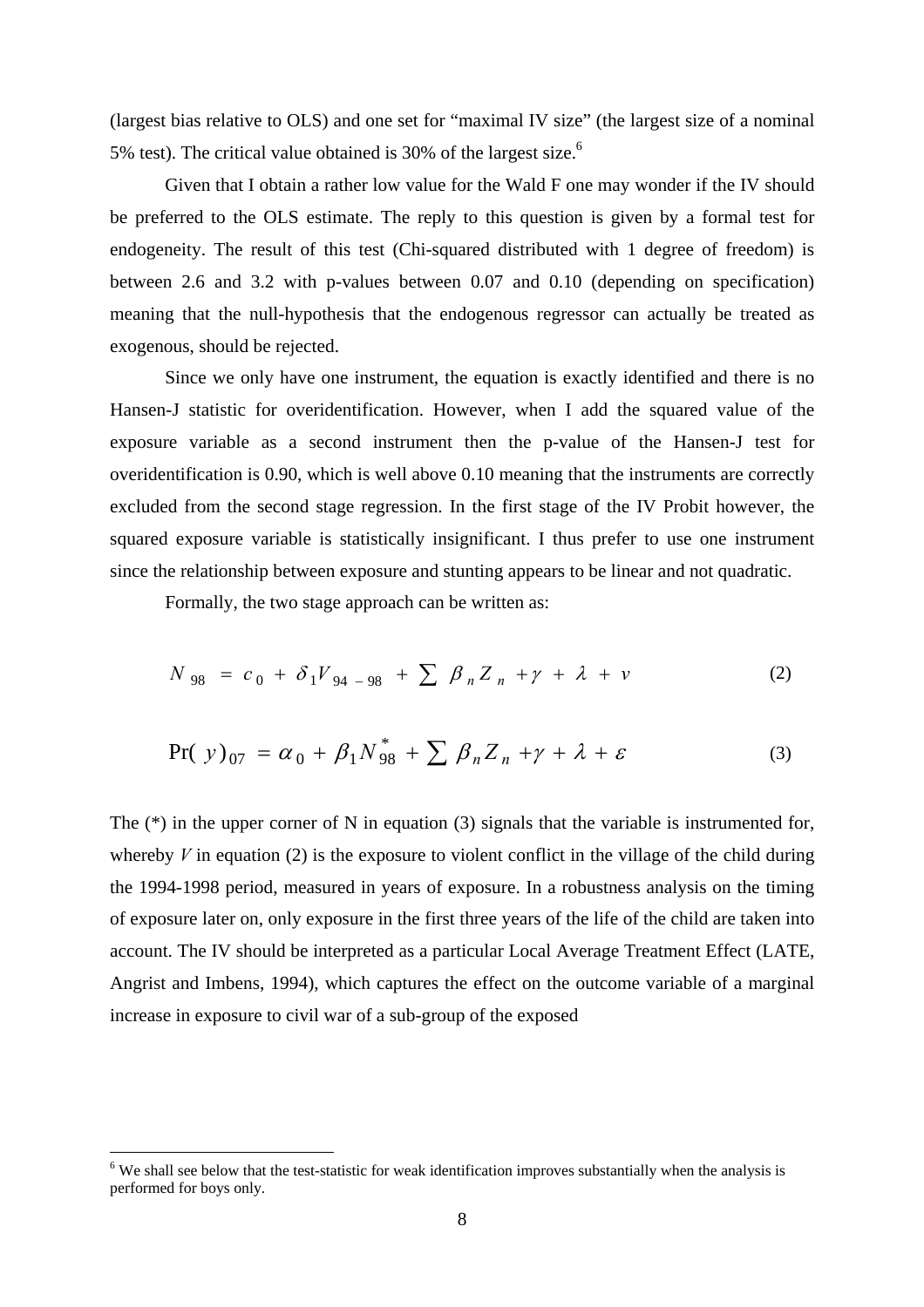(largest bias relative to OLS) and one set for "maximal IV size" (the largest size of a nominal 5% test). The critical value obtained is 30% of the largest size.[6]

Given that I obtain a rather low value for the Wald F one may wonder if the IV should be preferred to the OLS estimate. The reply to this question is given by a formal test for endogeneity. The result of this test (Chi-squared distributed with 1 degree of freedom) is between 2.6 and 3.2 with p-values between 0.07 and 0.10 (depending on specification) meaning that the null-hypothesis that the endogenous regressor can actually be treated as exogenous, should be rejected.

Since we only have one instrument, the equation is exactly identified and there is no Hansen-J statistic for overidentification. However, when I add the squared value of the exposure variable as a second instrument then the p-value of the Hansen-J test for overidentification is 0.90, which is well above 0.10 meaning that the instruments are correctly excluded from the second stage regression. In the first stage of the IV Probit however, the squared exposure variable is statistically insignificant. I thus prefer to use one instrument since the relationship between exposure and stunting appears to be linear and not quadratic.

Formally, the two stage approach can be written as:

$$N_{98} = c_0 + \delta_1 V_{94-98} + \sum \beta_n Z_n + \gamma + \lambda + v \tag{2}$$

$$\Pr(y)_{07} = \alpha_0 + \beta_1 N^*_{98} + \sum \beta_n Z_n + \gamma + \lambda + \varepsilon \tag{3}$$

The (*) in the upper corner of N in equation (3) signals that the variable is instrumented for, whereby $V$ in equation (2) is the exposure to violent conflict in the village of the child during the 1994-1998 period, measured in years of exposure. In a robustness analysis on the timing of exposure later on, only exposure in the first three years of the life of the child are taken into account. The IV should be interpreted as a particular Local Average Treatment Effect (LATE, Angrist and Imbens, 1994), which captures the effect on the outcome variable of a marginal increase in exposure to civil war of a sub-group of the exposed

[6] We shall see below that the test-statistic for weak identification improves substantially when the analysis is performed for boys only.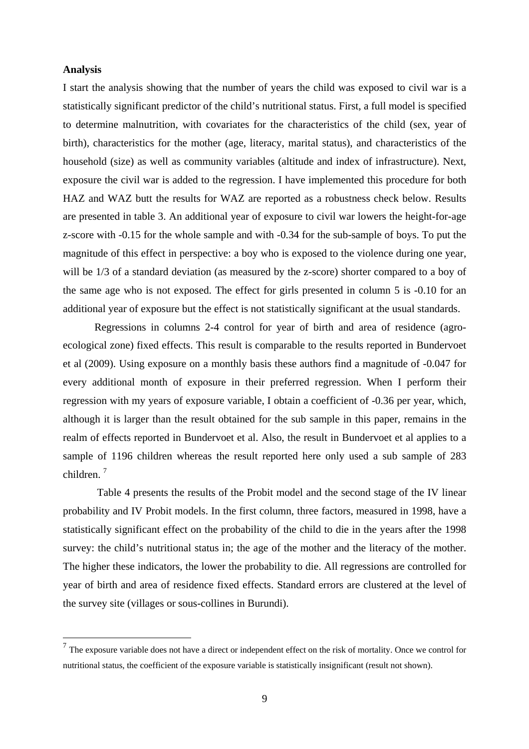**Analysis**

I start the analysis showing that the number of years the child was exposed to civil war is a statistically significant predictor of the child's nutritional status. First, a full model is specified to determine malnutrition, with covariates for the characteristics of the child (sex, year of birth), characteristics for the mother (age, literacy, marital status), and characteristics of the household (size) as well as community variables (altitude and index of infrastructure). Next, exposure the civil war is added to the regression. I have implemented this procedure for both HAZ and WAZ butt the results for WAZ are reported as a robustness check below. Results are presented in table 3. An additional year of exposure to civil war lowers the height-for-age z-score with -0.15 for the whole sample and with -0.34 for the sub-sample of boys. To put the magnitude of this effect in perspective: a boy who is exposed to the violence during one year, will be 1/3 of a standard deviation (as measured by the z-score) shorter compared to a boy of the same age who is not exposed. The effect for girls presented in column 5 is -0.10 for an additional year of exposure but the effect is not statistically significant at the usual standards.

Regressions in columns 2-4 control for year of birth and area of residence (agro-ecological zone) fixed effects. This result is comparable to the results reported in Bundervoet et al (2009). Using exposure on a monthly basis these authors find a magnitude of -0.047 for every additional month of exposure in their preferred regression. When I perform their regression with my years of exposure variable, I obtain a coefficient of -0.36 per year, which, although it is larger than the result obtained for the sub sample in this paper, remains in the realm of effects reported in Bundervoet et al. Also, the result in Bundervoet et al applies to a sample of 1196 children whereas the result reported here only used a sub sample of 283 children. [7]

Table 4 presents the results of the Probit model and the second stage of the IV linear probability and IV Probit models. In the first column, three factors, measured in 1998, have a statistically significant effect on the probability of the child to die in the years after the 1998 survey: the child's nutritional status in; the age of the mother and the literacy of the mother. The higher these indicators, the lower the probability to die. All regressions are controlled for year of birth and area of residence fixed effects. Standard errors are clustered at the level of the survey site (villages or sous-collines in Burundi).

---

[7] The exposure variable does not have a direct or independent effect on the risk of mortality. Once we control for nutritional status, the coefficient of the exposure variable is statistically insignificant (result not shown).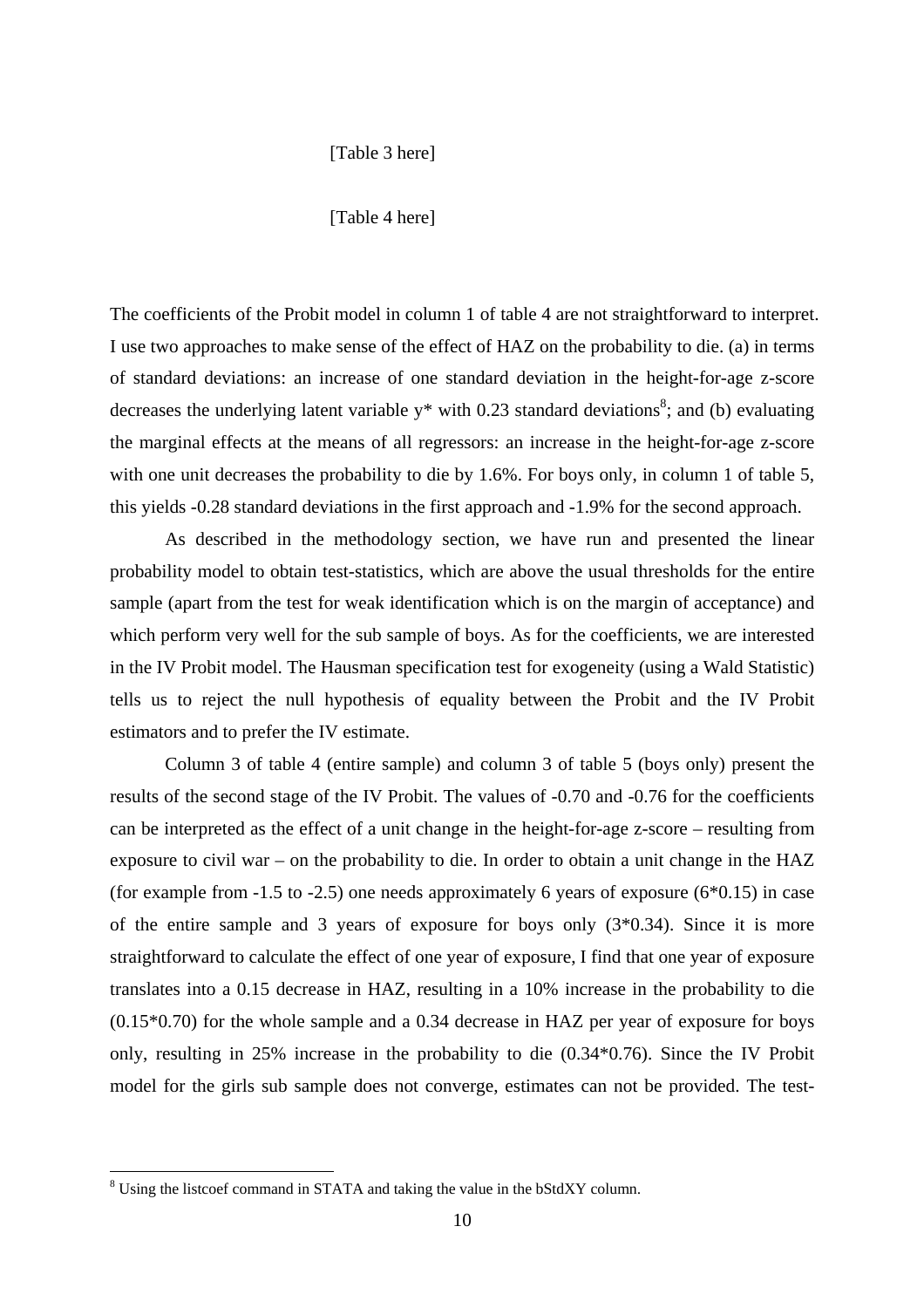[Table 3 here]

[Table 4 here]

The coefficients of the Probit model in column 1 of table 4 are not straightforward to interpret. I use two approaches to make sense of the effect of HAZ on the probability to die. (a) in terms of standard deviations: an increase of one standard deviation in the height-for-age z-score decreases the underlying latent variable y* with 0.23 standard deviations[8]; and (b) evaluating the marginal effects at the means of all regressors: an increase in the height-for-age z-score with one unit decreases the probability to die by 1.6%. For boys only, in column 1 of table 5, this yields -0.28 standard deviations in the first approach and -1.9% for the second approach.

As described in the methodology section, we have run and presented the linear probability model to obtain test-statistics, which are above the usual thresholds for the entire sample (apart from the test for weak identification which is on the margin of acceptance) and which perform very well for the sub sample of boys. As for the coefficients, we are interested in the IV Probit model. The Hausman specification test for exogeneity (using a Wald Statistic) tells us to reject the null hypothesis of equality between the Probit and the IV Probit estimators and to prefer the IV estimate.

Column 3 of table 4 (entire sample) and column 3 of table 5 (boys only) present the results of the second stage of the IV Probit. The values of -0.70 and -0.76 for the coefficients can be interpreted as the effect of a unit change in the height-for-age z-score – resulting from exposure to civil war – on the probability to die. In order to obtain a unit change in the HAZ (for example from -1.5 to -2.5) one needs approximately 6 years of exposure (6*0.15) in case of the entire sample and 3 years of exposure for boys only (3*0.34). Since it is more straightforward to calculate the effect of one year of exposure, I find that one year of exposure translates into a 0.15 decrease in HAZ, resulting in a 10% increase in the probability to die (0.15*0.70) for the whole sample and a 0.34 decrease in HAZ per year of exposure for boys only, resulting in 25% increase in the probability to die (0.34*0.76). Since the IV Probit model for the girls sub sample does not converge, estimates can not be provided. The test-

[8] Using the listcoef command in STATA and taking the value in the bStdXY column.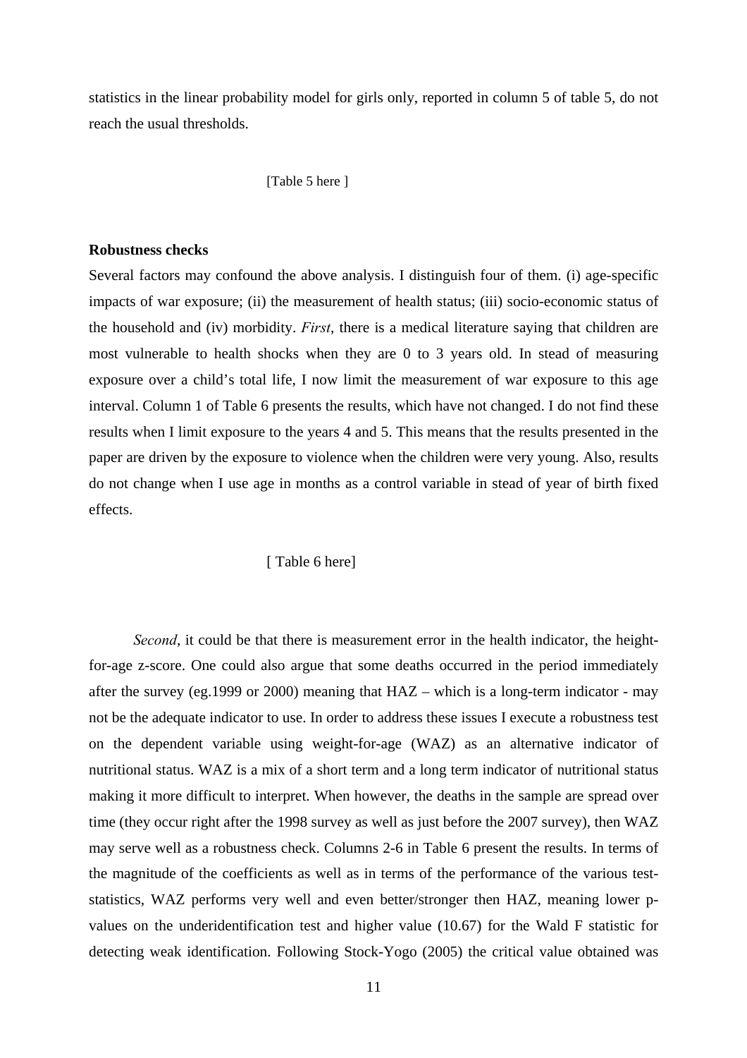statistics in the linear probability model for girls only, reported in column 5 of table 5, do not reach the usual thresholds.

[Table 5 here ]

**Robustness checks**

Several factors may confound the above analysis. I distinguish four of them. (i) age-specific impacts of war exposure; (ii) the measurement of health status; (iii) socio-economic status of the household and (iv) morbidity. *First*, there is a medical literature saying that children are most vulnerable to health shocks when they are 0 to 3 years old. In stead of measuring exposure over a child's total life, I now limit the measurement of war exposure to this age interval. Column 1 of Table 6 presents the results, which have not changed. I do not find these results when I limit exposure to the years 4 and 5. This means that the results presented in the paper are driven by the exposure to violence when the children were very young. Also, results do not change when I use age in months as a control variable in stead of year of birth fixed effects.

[ Table 6 here]

*Second*, it could be that there is measurement error in the health indicator, the height-for-age z-score. One could also argue that some deaths occurred in the period immediately after the survey (eg.1999 or 2000) meaning that HAZ – which is a long-term indicator - may not be the adequate indicator to use. In order to address these issues I execute a robustness test on the dependent variable using weight-for-age (WAZ) as an alternative indicator of nutritional status. WAZ is a mix of a short term and a long term indicator of nutritional status making it more difficult to interpret. When however, the deaths in the sample are spread over time (they occur right after the 1998 survey as well as just before the 2007 survey), then WAZ may serve well as a robustness check. Columns 2-6 in Table 6 present the results. In terms of the magnitude of the coefficients as well as in terms of the performance of the various test-statistics, WAZ performs very well and even better/stronger then HAZ, meaning lower p-values on the underidentification test and higher value (10.67) for the Wald F statistic for detecting weak identification. Following Stock-Yogo (2005) the critical value obtained was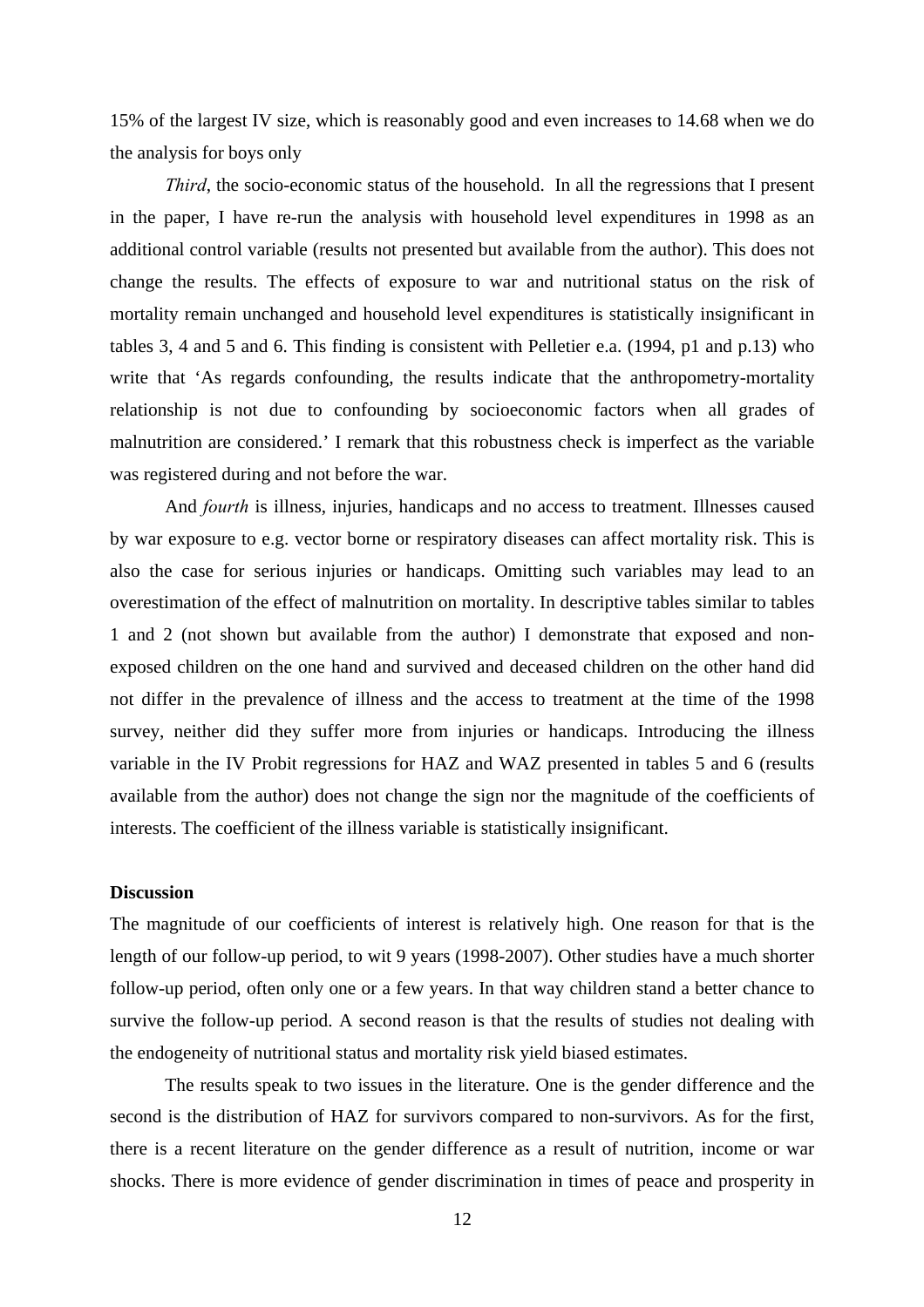15% of the largest IV size, which is reasonably good and even increases to 14.68 when we do the analysis for boys only

*Third*, the socio-economic status of the household. In all the regressions that I present in the paper, I have re-run the analysis with household level expenditures in 1998 as an additional control variable (results not presented but available from the author). This does not change the results. The effects of exposure to war and nutritional status on the risk of mortality remain unchanged and household level expenditures is statistically insignificant in tables 3, 4 and 5 and 6. This finding is consistent with Pelletier e.a. (1994, p1 and p.13) who write that 'As regards confounding, the results indicate that the anthropometry-mortality relationship is not due to confounding by socioeconomic factors when all grades of malnutrition are considered.' I remark that this robustness check is imperfect as the variable was registered during and not before the war.

And *fourth* is illness, injuries, handicaps and no access to treatment. Illnesses caused by war exposure to e.g. vector borne or respiratory diseases can affect mortality risk. This is also the case for serious injuries or handicaps. Omitting such variables may lead to an overestimation of the effect of malnutrition on mortality. In descriptive tables similar to tables 1 and 2 (not shown but available from the author) I demonstrate that exposed and non-exposed children on the one hand and survived and deceased children on the other hand did not differ in the prevalence of illness and the access to treatment at the time of the 1998 survey, neither did they suffer more from injuries or handicaps. Introducing the illness variable in the IV Probit regressions for HAZ and WAZ presented in tables 5 and 6 (results available from the author) does not change the sign nor the magnitude of the coefficients of interests. The coefficient of the illness variable is statistically insignificant.

**Discussion**

The magnitude of our coefficients of interest is relatively high. One reason for that is the length of our follow-up period, to wit 9 years (1998-2007). Other studies have a much shorter follow-up period, often only one or a few years. In that way children stand a better chance to survive the follow-up period. A second reason is that the results of studies not dealing with the endogeneity of nutritional status and mortality risk yield biased estimates.

The results speak to two issues in the literature. One is the gender difference and the second is the distribution of HAZ for survivors compared to non-survivors. As for the first, there is a recent literature on the gender difference as a result of nutrition, income or war shocks. There is more evidence of gender discrimination in times of peace and prosperity in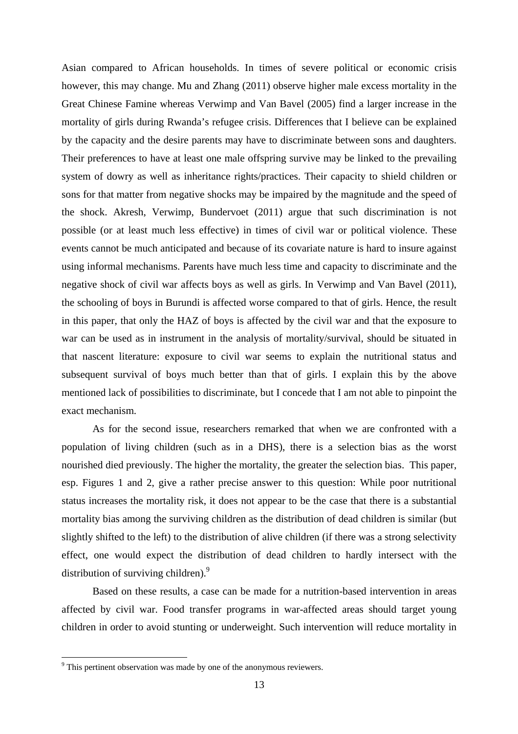Asian compared to African households. In times of severe political or economic crisis however, this may change. Mu and Zhang (2011) observe higher male excess mortality in the Great Chinese Famine whereas Verwimp and Van Bavel (2005) find a larger increase in the mortality of girls during Rwanda's refugee crisis. Differences that I believe can be explained by the capacity and the desire parents may have to discriminate between sons and daughters. Their preferences to have at least one male offspring survive may be linked to the prevailing system of dowry as well as inheritance rights/practices. Their capacity to shield children or sons for that matter from negative shocks may be impaired by the magnitude and the speed of the shock. Akresh, Verwimp, Bundervoet (2011) argue that such discrimination is not possible (or at least much less effective) in times of civil war or political violence. These events cannot be much anticipated and because of its covariate nature is hard to insure against using informal mechanisms. Parents have much less time and capacity to discriminate and the negative shock of civil war affects boys as well as girls. In Verwimp and Van Bavel (2011), the schooling of boys in Burundi is affected worse compared to that of girls. Hence, the result in this paper, that only the HAZ of boys is affected by the civil war and that the exposure to war can be used as in instrument in the analysis of mortality/survival, should be situated in that nascent literature: exposure to civil war seems to explain the nutritional status and subsequent survival of boys much better than that of girls. I explain this by the above mentioned lack of possibilities to discriminate, but I concede that I am not able to pinpoint the exact mechanism.

As for the second issue, researchers remarked that when we are confronted with a population of living children (such as in a DHS), there is a selection bias as the worst nourished died previously. The higher the mortality, the greater the selection bias. This paper, esp. Figures 1 and 2, give a rather precise answer to this question: While poor nutritional status increases the mortality risk, it does not appear to be the case that there is a substantial mortality bias among the surviving children as the distribution of dead children is similar (but slightly shifted to the left) to the distribution of alive children (if there was a strong selectivity effect, one would expect the distribution of dead children to hardly intersect with the distribution of surviving children).[9]

Based on these results, a case can be made for a nutrition-based intervention in areas affected by civil war. Food transfer programs in war-affected areas should target young children in order to avoid stunting or underweight. Such intervention will reduce mortality in

[9] This pertinent observation was made by one of the anonymous reviewers.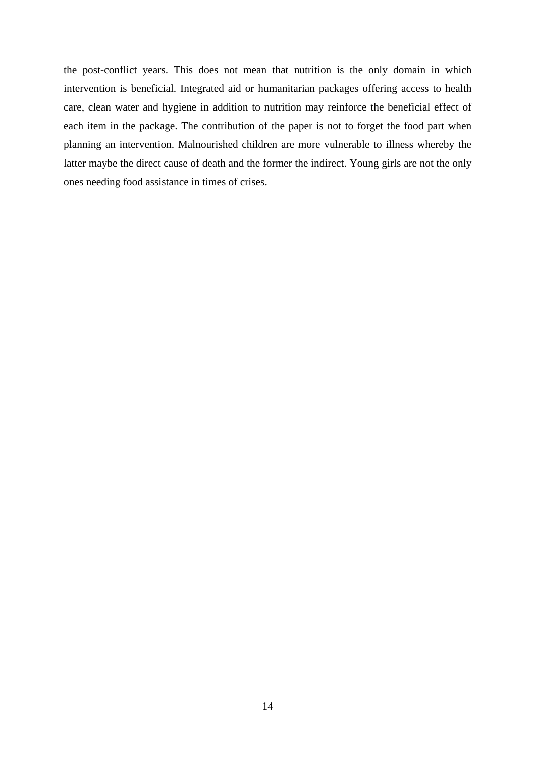the post-conflict years. This does not mean that nutrition is the only domain in which intervention is beneficial. Integrated aid or humanitarian packages offering access to health care, clean water and hygiene in addition to nutrition may reinforce the beneficial effect of each item in the package. The contribution of the paper is not to forget the food part when planning an intervention. Malnourished children are more vulnerable to illness whereby the latter maybe the direct cause of death and the former the indirect. Young girls are not the only ones needing food assistance in times of crises.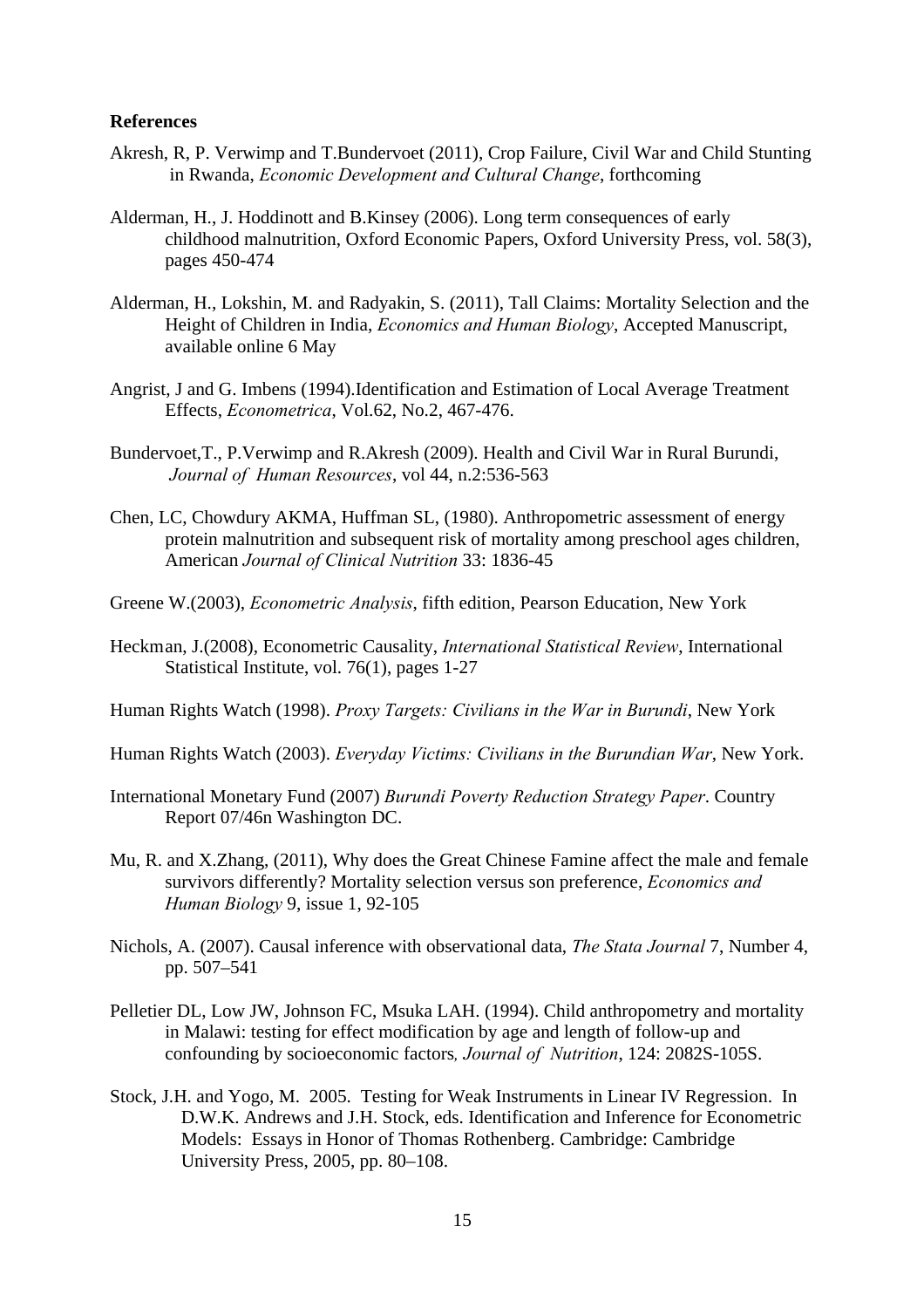**References**

Akresh, R, P. Verwimp and T.Bundervoet (2011), Crop Failure, Civil War and Child Stunting in Rwanda, *Economic Development and Cultural Change*, forthcoming

Alderman, H., J. Hoddinott and B.Kinsey (2006). Long term consequences of early childhood malnutrition, Oxford Economic Papers, Oxford University Press, vol. 58(3), pages 450-474

Alderman, H., Lokshin, M. and Radyakin, S. (2011), Tall Claims: Mortality Selection and the Height of Children in India, *Economics and Human Biology*, Accepted Manuscript, available online 6 May

Angrist, J and G. Imbens (1994).Identification and Estimation of Local Average Treatment Effects, *Econometrica*, Vol.62, No.2, 467-476.

Bundervoet,T., P.Verwimp and R.Akresh (2009). Health and Civil War in Rural Burundi, *Journal of Human Resources*, vol 44, n.2:536-563

Chen, LC, Chowdury AKMA, Huffman SL, (1980). Anthropometric assessment of energy protein malnutrition and subsequent risk of mortality among preschool ages children, American *Journal of Clinical Nutrition* 33: 1836-45

Greene W.(2003), *Econometric Analysis*, fifth edition, Pearson Education, New York

Heckman, J.(2008), Econometric Causality, *International Statistical Review*, International Statistical Institute, vol. 76(1), pages 1-27

Human Rights Watch (1998). *Proxy Targets: Civilians in the War in Burundi*, New York

Human Rights Watch (2003). *Everyday Victims: Civilians in the Burundian War*, New York.

International Monetary Fund (2007) *Burundi Poverty Reduction Strategy Paper*. Country Report 07/46n Washington DC.

Mu, R. and X.Zhang, (2011), Why does the Great Chinese Famine affect the male and female survivors differently? Mortality selection versus son preference, *Economics and Human Biology* 9, issue 1, 92-105

Nichols, A. (2007). Causal inference with observational data, *The Stata Journal* 7, Number 4, pp. 507–541

Pelletier DL, Low JW, Johnson FC, Msuka LAH. (1994). Child anthropometry and mortality in Malawi: testing for effect modification by age and length of follow-up and confounding by socioeconomic factors, *Journal of Nutrition*, 124: 2082S-105S.

Stock, J.H. and Yogo, M. 2005. Testing for Weak Instruments in Linear IV Regression. In D.W.K. Andrews and J.H. Stock, eds. Identification and Inference for Econometric Models: Essays in Honor of Thomas Rothenberg. Cambridge: Cambridge University Press, 2005, pp. 80–108.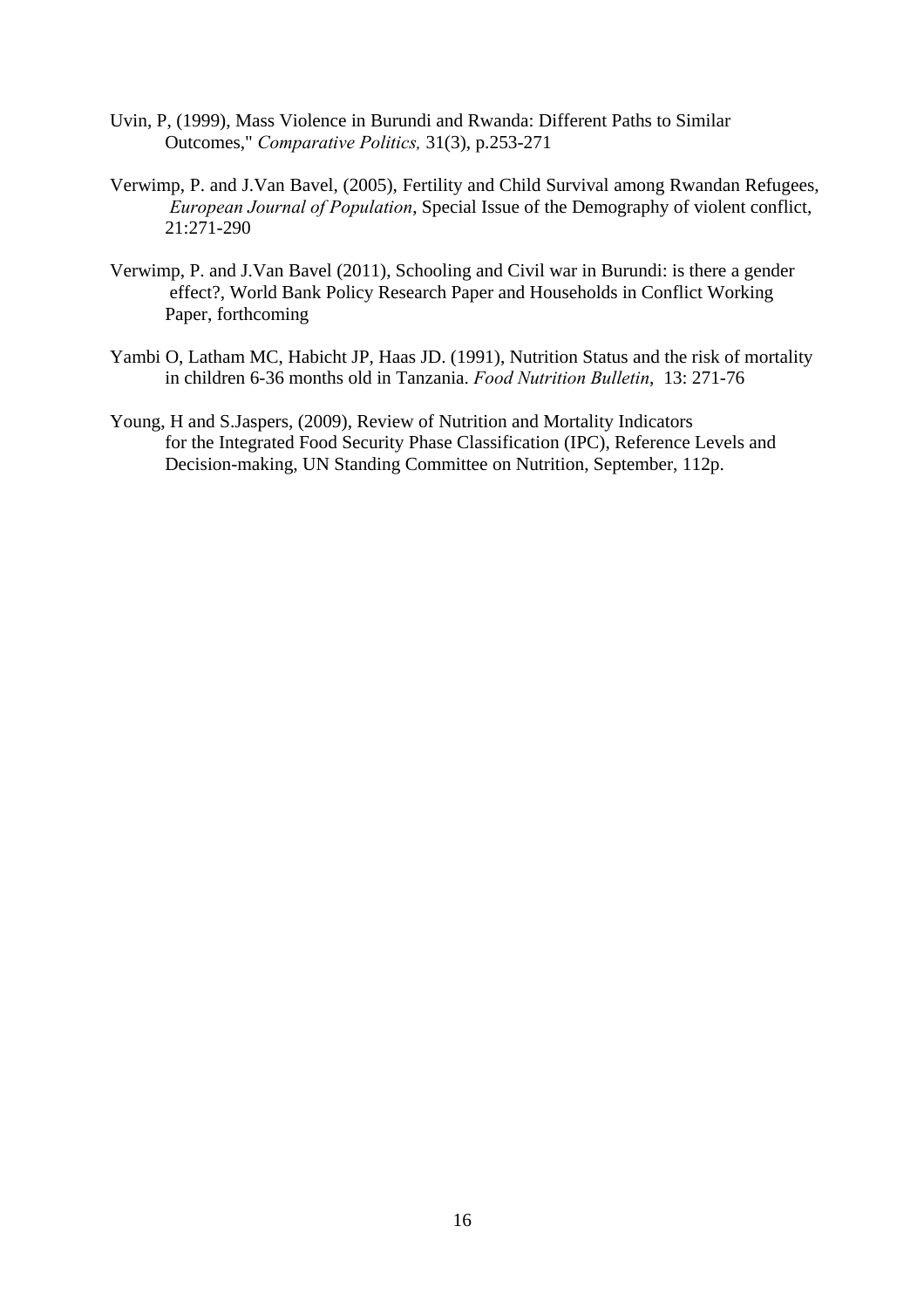Uvin, P, (1999), Mass Violence in Burundi and Rwanda: Different Paths to Similar Outcomes," *Comparative Politics,* 31(3), p.253-271

Verwimp, P. and J.Van Bavel, (2005), Fertility and Child Survival among Rwandan Refugees, *European Journal of Population*, Special Issue of the Demography of violent conflict, 21:271-290

Verwimp, P. and J.Van Bavel (2011), Schooling and Civil war in Burundi: is there a gender effect?, World Bank Policy Research Paper and Households in Conflict Working Paper, forthcoming

Yambi O, Latham MC, Habicht JP, Haas JD. (1991), Nutrition Status and the risk of mortality in children 6-36 months old in Tanzania. *Food Nutrition Bulletin*, 13: 271-76

Young, H and S.Jaspers, (2009), Review of Nutrition and Mortality Indicators for the Integrated Food Security Phase Classification (IPC), Reference Levels and Decision-making, UN Standing Committee on Nutrition, September, 112p.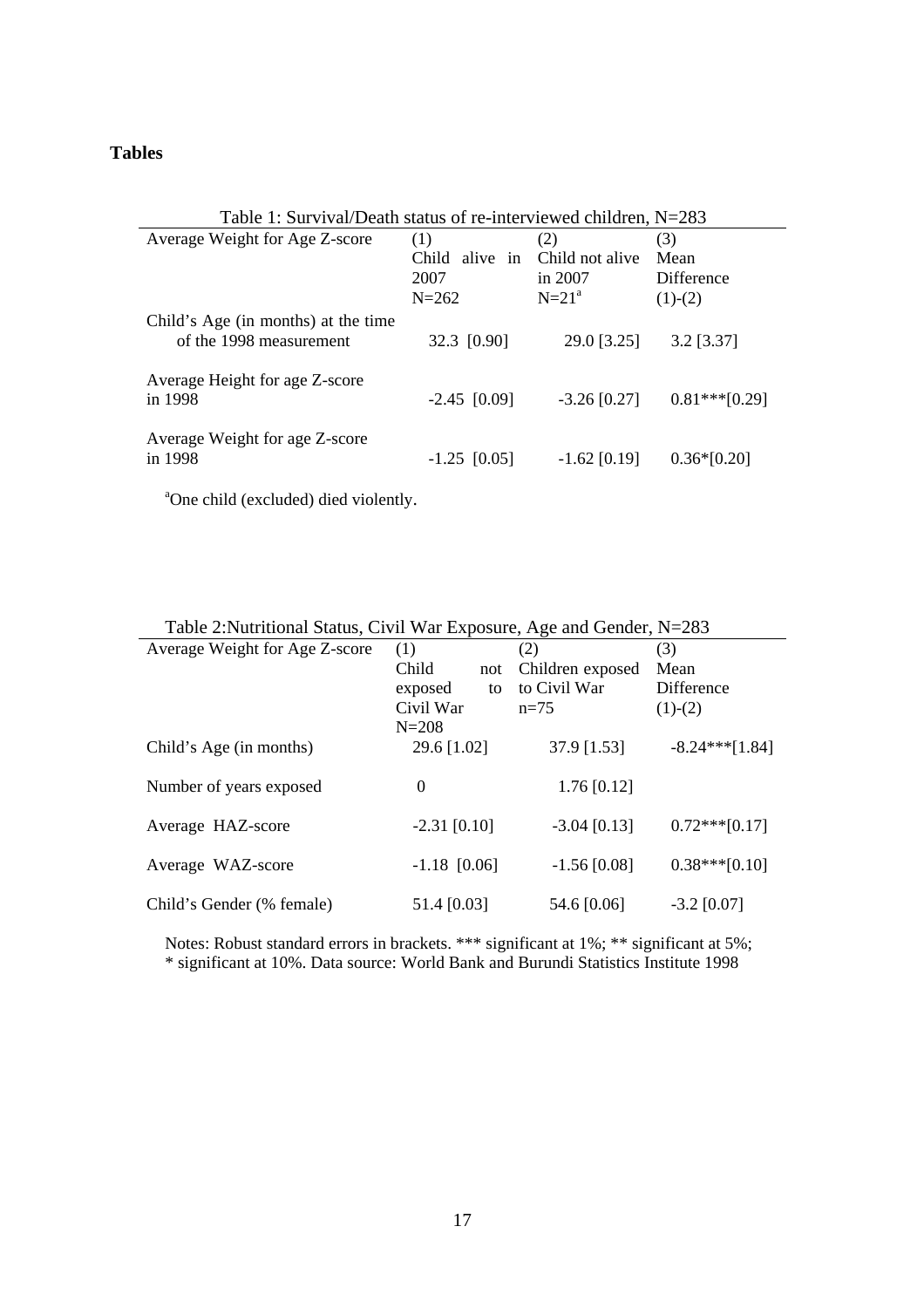**Tables**

Table 1: Survival/Death status of re-interviewed children, N=283

| Average Weight for Age Z-score | (1) Child alive in 2007 N=262 | (2) Child not alive in 2007 N=21[a] | (3) Mean Difference (1)-(2) |
|---|---|---|---|
| Child's Age (in months) at the time of the 1998 measurement | 32.3 [0.90] | 29.0 [3.25] | 3.2 [3.37] |
| Average Height for age Z-score in 1998 | -2.45 [0.09] | -3.26 [0.27] | 0.81***[0.29] |
| Average Weight for age Z-score in 1998 | -1.25 [0.05] | -1.62 [0.19] | 0.36*[0.20] |

[a]One child (excluded) died violently.

Table 2:Nutritional Status, Civil War Exposure, Age and Gender, N=283

| Average Weight for Age Z-score | (1) Child not exposed to Civil War N=208 | (2) Children exposed to Civil War n=75 | (3) Mean Difference (1)-(2) |
|---|---|---|---|
| Child's Age (in months) | 29.6 [1.02] | 37.9 [1.53] | -8.24***[1.84] |
| Number of years exposed | 0 | 1.76 [0.12] | |
| Average HAZ-score | -2.31 [0.10] | -3.04 [0.13] | 0.72***[0.17] |
| Average WAZ-score | -1.18 [0.06] | -1.56 [0.08] | 0.38***[0.10] |
| Child's Gender (% female) | 51.4 [0.03] | 54.6 [0.06] | -3.2 [0.07] |

Notes: Robust standard errors in brackets. *** significant at 1%; ** significant at 5%; * significant at 10%. Data source: World Bank and Burundi Statistics Institute 1998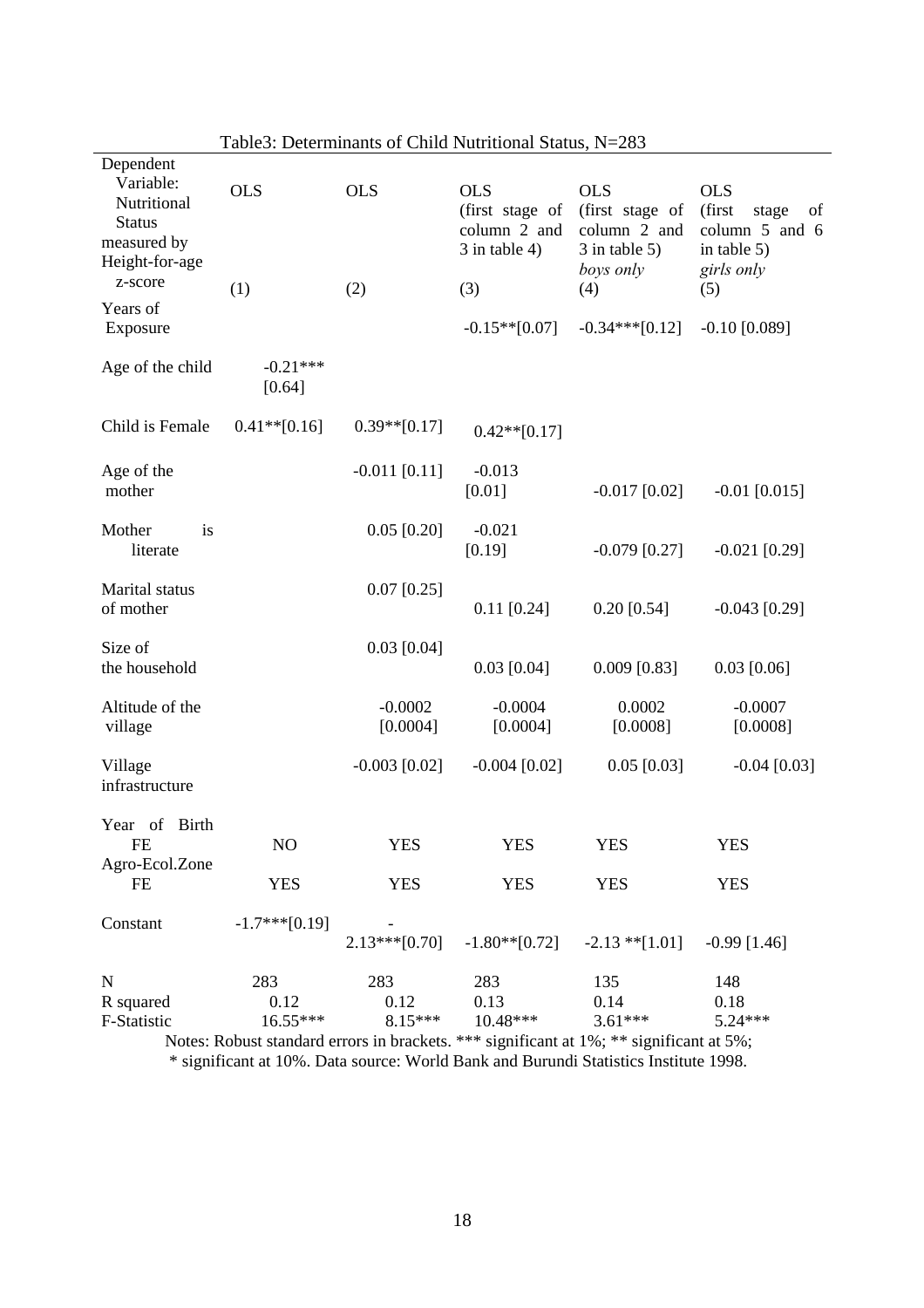Table3: Determinants of Child Nutritional Status, N=283

| Dependent Variable: Nutritional Status measured by Height-for-age z-score | OLS (1) | OLS (2) | OLS (first stage of column 2 and 3 in table 4) (3) | OLS (first stage of column 2 and 3 in table 5) *boys only* (4) | OLS (first stage of column 5 and 6 in table 5) *girls only* (5) |
|---|---|---|---|---|---|
| Years of Exposure | | | -0.15**[0.07] | -0.34***[0.12] | -0.10 [0.089] |
| Age of the child | -0.21*** [0.64] | | | | |
| Child is Female | 0.41**[0.16] | 0.39**[0.17] | 0.42**[0.17] | | |
| Age of the mother | | -0.011 [0.11] | -0.013 [0.01] | -0.017 [0.02] | -0.01 [0.015] |
| Mother is literate | | 0.05 [0.20] | -0.021 [0.19] | -0.079 [0.27] | -0.021 [0.29] |
| Marital status of mother | | 0.07 [0.25] | 0.11 [0.24] | 0.20 [0.54] | -0.043 [0.29] |
| Size of the household | | 0.03 [0.04] | 0.03 [0.04] | 0.009 [0.83] | 0.03 [0.06] |
| Altitude of the village | | -0.0002 [0.0004] | -0.0004 [0.0004] | 0.0002 [0.0008] | -0.0007 [0.0008] |
| Village infrastructure | | -0.003 [0.02] | -0.004 [0.02] | 0.05 [0.03] | -0.04 [0.03] |
| Year of Birth FE | NO | YES | YES | YES | YES |
| Agro-Ecol.Zone FE | YES | YES | YES | YES | YES |
| Constant | -1.7***[0.19] | -2.13***[0.70] | -1.80**[0.72] | -2.13 **[1.01] | -0.99 [1.46] |
| N | 283 | 283 | 283 | 135 | 148 |
| R squared | 0.12 | 0.12 | 0.13 | 0.14 | 0.18 |
| F-Statistic | 16.55*** | 8.15*** | 10.48*** | 3.61*** | 5.24*** |

Notes: Robust standard errors in brackets. *** significant at 1%; ** significant at 5%; * significant at 10%. Data source: World Bank and Burundi Statistics Institute 1998.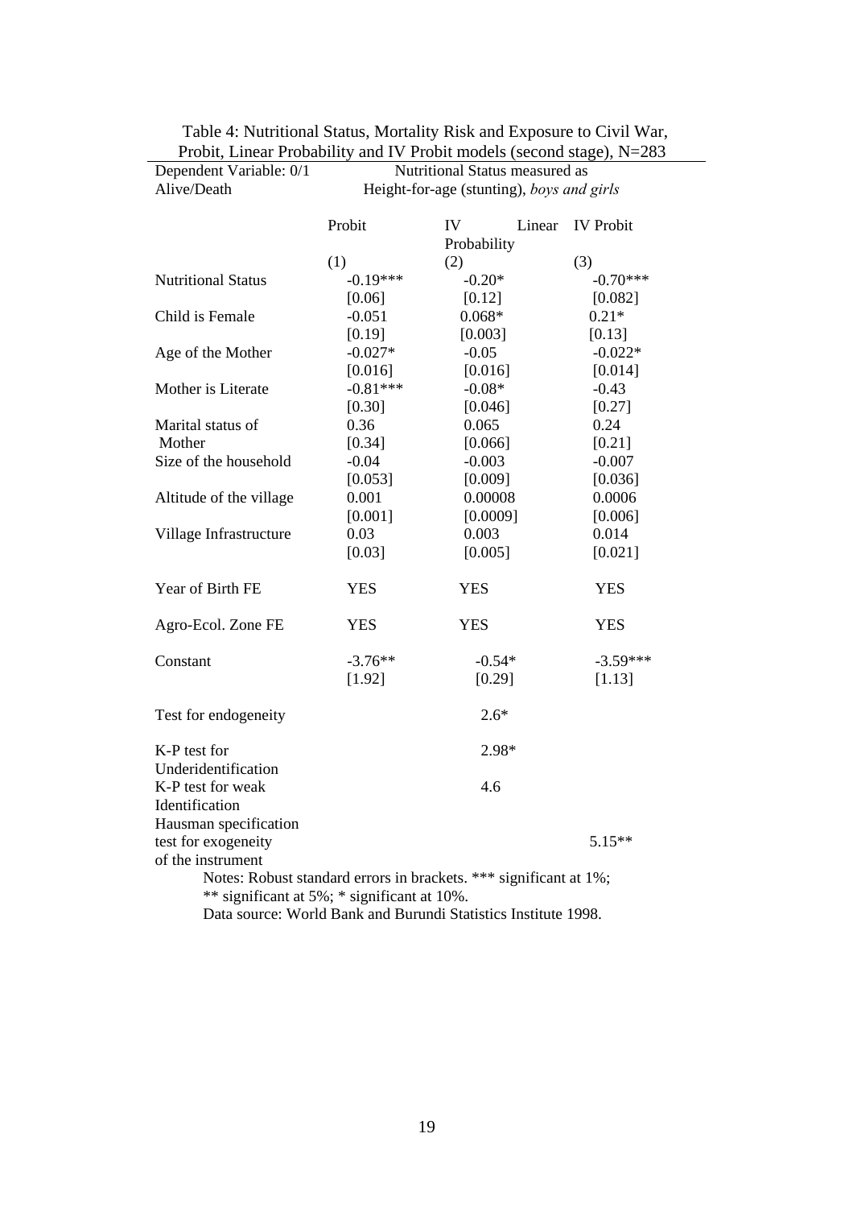Table 4: Nutritional Status, Mortality Risk and Exposure to Civil War, Probit, Linear Probability and IV Probit models (second stage), N=283

| Dependent Variable: 0/1 Alive/Death | Nutritional Status measured as Height-for-age (stunting), *boys and girls* | | |
|---|---|---|---|
| | Probit | IV Linear Probability | IV Probit |
| | (1) | (2) | (3) |
| Nutritional Status | -0.19*** | -0.20* | -0.70*** |
| | [0.06] | [0.12] | [0.082] |
| Child is Female | -0.051 | 0.068* | 0.21* |
| | [0.19] | [0.003] | [0.13] |
| Age of the Mother | -0.027* | -0.05 | -0.022* |
| | [0.016] | [0.016] | [0.014] |
| Mother is Literate | -0.81*** | -0.08* | -0.43 |
| | [0.30] | [0.046] | [0.27] |
| Marital status of Mother | 0.36 | 0.065 | 0.24 |
| | [0.34] | [0.066] | [0.21] |
| Size of the household | -0.04 | -0.003 | -0.007 |
| | [0.053] | [0.009] | [0.036] |
| Altitude of the village | 0.001 | 0.00008 | 0.0006 |
| | [0.001] | [0.0009] | [0.006] |
| Village Infrastructure | 0.03 | 0.003 | 0.014 |
| | [0.03] | [0.005] | [0.021] |
| Year of Birth FE | YES | YES | YES |
| Agro-Ecol. Zone FE | YES | YES | YES |
| Constant | -3.76** | -0.54* | -3.59*** |
| | [1.92] | [0.29] | [1.13] |
| Test for endogeneity | | 2.6* | |
| K-P test for Underidentification | | 2.98* | |
| K-P test for weak Identification | | 4.6 | |
| Hausman specification test for exogeneity of the instrument | | | 5.15** |

Notes: Robust standard errors in brackets. *** significant at 1%; ** significant at 5%; * significant at 10%.
Data source: World Bank and Burundi Statistics Institute 1998.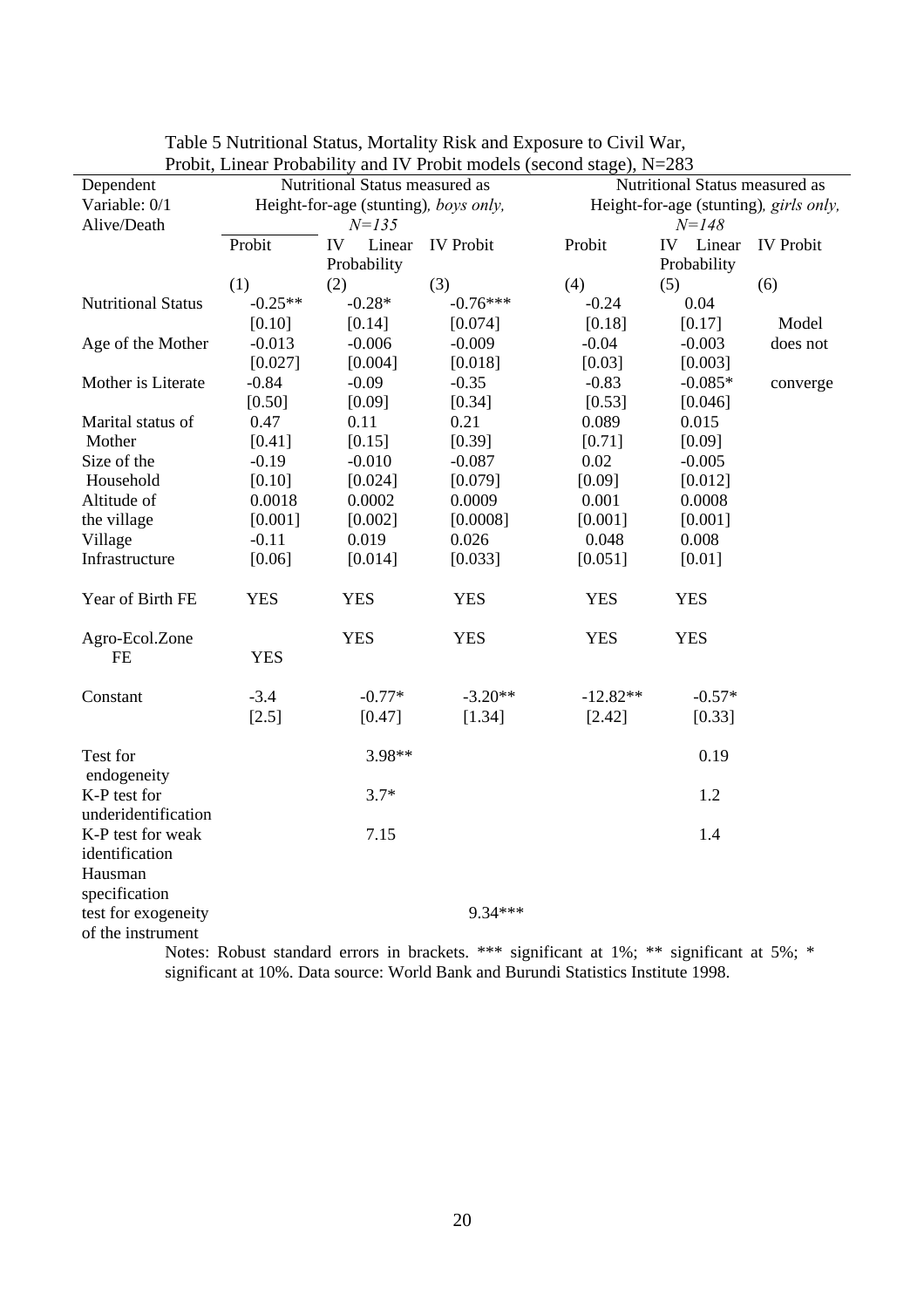Table 5 Nutritional Status, Mortality Risk and Exposure to Civil War, Probit, Linear Probability and IV Probit models (second stage), N=283

| Dependent Variable: 0/1 Alive/Death | Nutritional Status measured as Height-for-age (stunting), *boys only, N=135* | | | Nutritional Status measured as Height-for-age (stunting), *girls only, N=148* | | |
|---|---|---|---|---|---|---|
| | Probit | IV Linear Probability | IV Probit | Probit | IV Linear Probability | IV Probit |
| | (1) | (2) | (3) | (4) | (5) | (6) |
| Nutritional Status | -0.25** | -0.28* | -0.76*** | -0.24 | 0.04 | Model does not converge |
| | [0.10] | [0.14] | [0.074] | [0.18] | [0.17] | |
| Age of the Mother | -0.013 | -0.006 | -0.009 | -0.04 | -0.003 | |
| | [0.027] | [0.004] | [0.018] | [0.03] | [0.003] | |
| Mother is Literate | -0.84 | -0.09 | -0.35 | -0.83 | -0.085* | |
| | [0.50] | [0.09] | [0.34] | [0.53] | [0.046] | |
| Marital status of Mother | 0.47 | 0.11 | 0.21 | 0.089 | 0.015 | |
| | [0.41] | [0.15] | [0.39] | [0.71] | [0.09] | |
| Size of the Household | -0.19 | -0.010 | -0.087 | 0.02 | -0.005 | |
| | [0.10] | [0.024] | [0.079] | [0.09] | [0.012] | |
| Altitude of the village | 0.0018 | 0.0002 | 0.0009 | 0.001 | 0.0008 | |
| | [0.001] | [0.002] | [0.0008] | [0.001] | [0.001] | |
| Village Infrastructure | -0.11 | 0.019 | 0.026 | 0.048 | 0.008 | |
| | [0.06] | [0.014] | [0.033] | [0.051] | [0.01] | |
| Year of Birth FE | YES | YES | YES | YES | YES | |
| Agro-Ecol.Zone FE | YES | YES | YES | YES | YES | |
| Constant | -3.4 | -0.77* | -3.20** | -12.82** | -0.57* | |
| | [2.5] | [0.47] | [1.34] | [2.42] | [0.33] | |
| Test for endogeneity | | 3.98** | | | 0.19 | |
| K-P test for underidentification | | 3.7* | | | 1.2 | |
| K-P test for weak identification | | 7.15 | | | 1.4 | |
| Hausman specification test for exogeneity of the instrument | | | 9.34*** | | | |

Notes: Robust standard errors in brackets. *** significant at 1%; ** significant at 5%; * significant at 10%. Data source: World Bank and Burundi Statistics Institute 1998.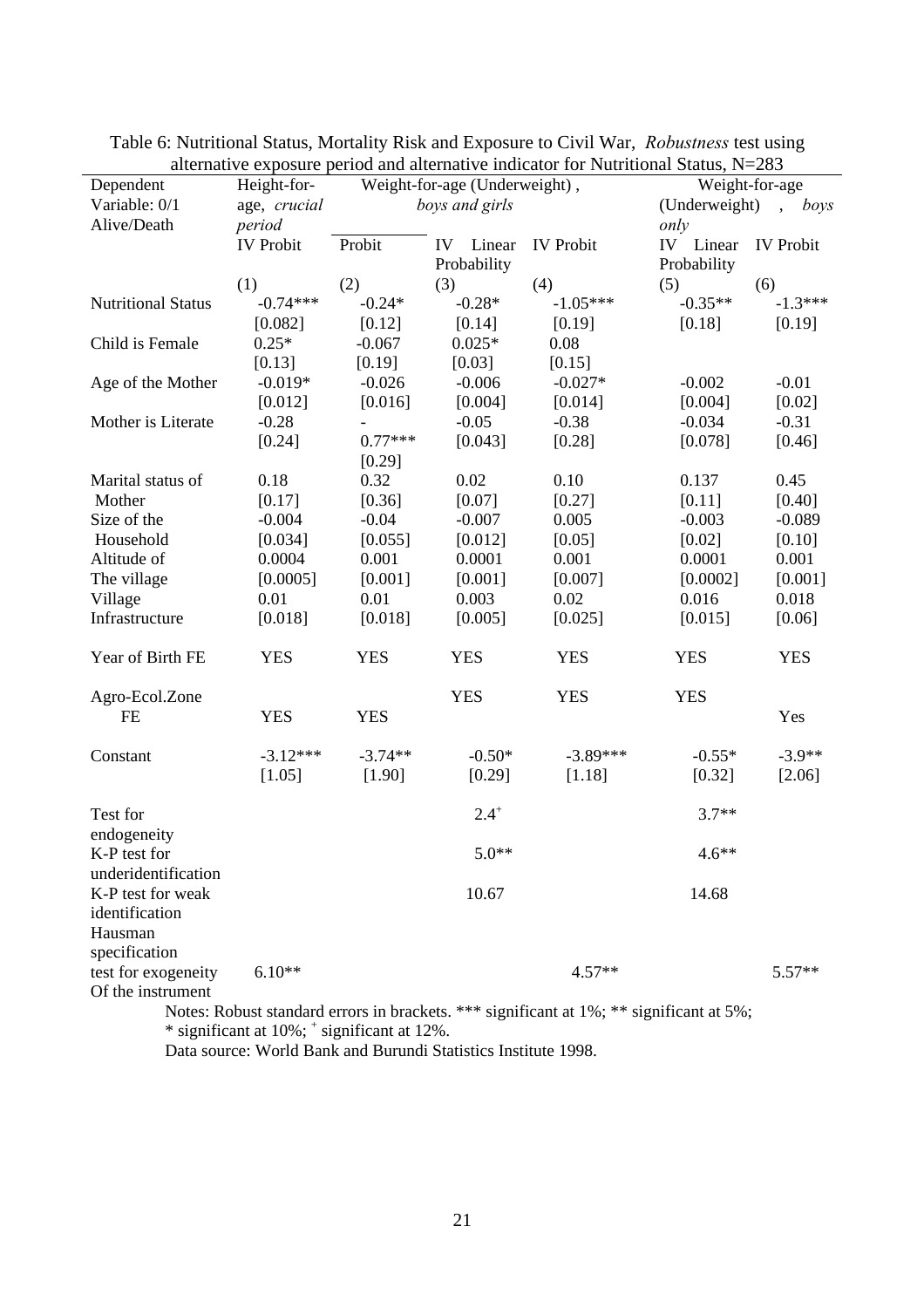Table 6: Nutritional Status, Mortality Risk and Exposure to Civil War, *Robustness* test using alternative exposure period and alternative indicator for Nutritional Status, N=283

| Dependent Variable: 0/1 Alive/Death | Height-for-age, *crucial period* | Weight-for-age (Underweight), *boys and girls* | | | Weight-for-age (Underweight), *boys only* | |
|---|---|---|---|---|---|---|
| | IV Probit | Probit | IV Linear Probability | IV Probit | IV Linear Probability | IV Probit |
| | (1) | (2) | (3) | (4) | (5) | (6) |
| Nutritional Status | -0.74*** | -0.24* | -0.28* | -1.05*** | -0.35** | -1.3*** |
| | [0.082] | [0.12] | [0.14] | [0.19] | [0.18] | [0.19] |
| Child is Female | 0.25* | -0.067 | 0.025* | 0.08 | | |
| | [0.13] | [0.19] | [0.03] | [0.15] | | |
| Age of the Mother | -0.019* | -0.026 | -0.006 | -0.027* | -0.002 | -0.01 |
| | [0.012] | [0.016] | [0.004] | [0.014] | [0.004] | [0.02] |
| Mother is Literate | -0.28 | - | -0.05 | -0.38 | -0.034 | -0.31 |
| | [0.24] | 0.77*** | [0.043] | [0.28] | [0.078] | [0.46] |
| | | [0.29] | | | | |
| Marital status of Mother | 0.18 | 0.32 | 0.02 | 0.10 | 0.137 | 0.45 |
| | [0.17] | [0.36] | [0.07] | [0.27] | [0.11] | [0.40] |
| Size of the Household | -0.004 | -0.04 | -0.007 | 0.005 | -0.003 | -0.089 |
| | [0.034] | [0.055] | [0.012] | [0.05] | [0.02] | [0.10] |
| Altitude of The village | 0.0004 | 0.001 | 0.0001 | 0.001 | 0.0001 | 0.001 |
| | [0.0005] | [0.001] | [0.001] | [0.007] | [0.0002] | [0.001] |
| Village Infrastructure | 0.01 | 0.01 | 0.003 | 0.02 | 0.016 | 0.018 |
| | [0.018] | [0.018] | [0.005] | [0.025] | [0.015] | [0.06] |
| Year of Birth FE | YES | YES | YES | YES | YES | YES |
| Agro-Ecol.Zone FE | YES | YES | YES | YES | YES | Yes |
| Constant | -3.12*** | -3.74** | -0.50* | -3.89*** | -0.55* | -3.9** |
| | [1.05] | [1.90] | [0.29] | [1.18] | [0.32] | [2.06] |
| Test for endogeneity | | | 2.4+ | | 3.7** | |
| K-P test for underidentification | | | 5.0** | | 4.6** | |
| K-P test for weak identification | | | 10.67 | | 14.68 | |
| Hausman specification test for exogeneity Of the instrument | 6.10** | | | 4.57** | | 5.57** |

Notes: Robust standard errors in brackets. *** significant at 1%; ** significant at 5%; * significant at 10%; + significant at 12%.

Data source: World Bank and Burundi Statistics Institute 1998.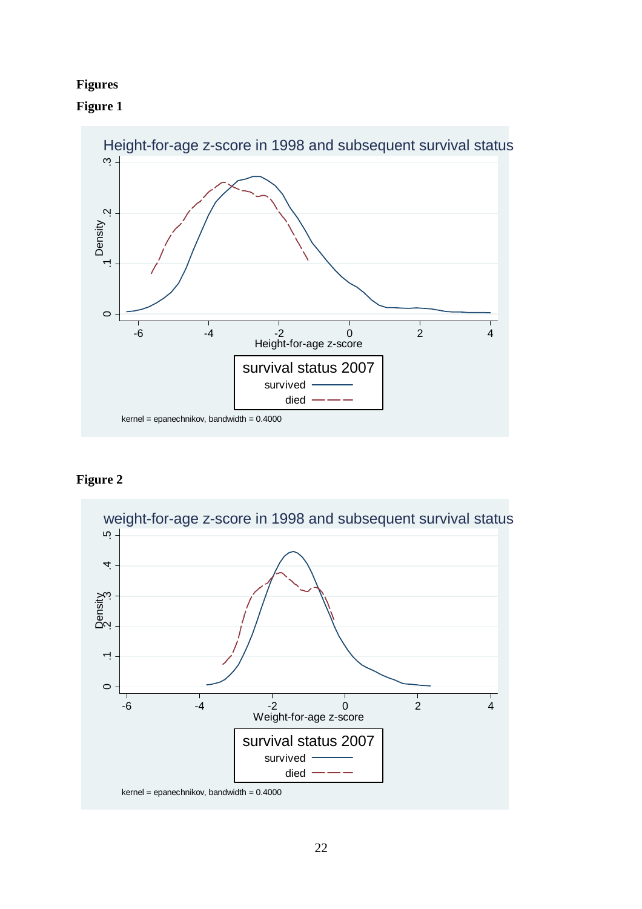**Figures**

**Figure 1**

Height-for-age z-score in 1998 and subsequent survival status

Density

Height-for-age z-score

survival status 2007

survived

died

kernel = epanechnikov, bandwidth = 0.4000

**Figure 2**

weight-for-age z-score in 1998 and subsequent survival status

Density

Weight-for-age z-score

survival status 2007

survived

died

kernel = epanechnikov, bandwidth = 0.4000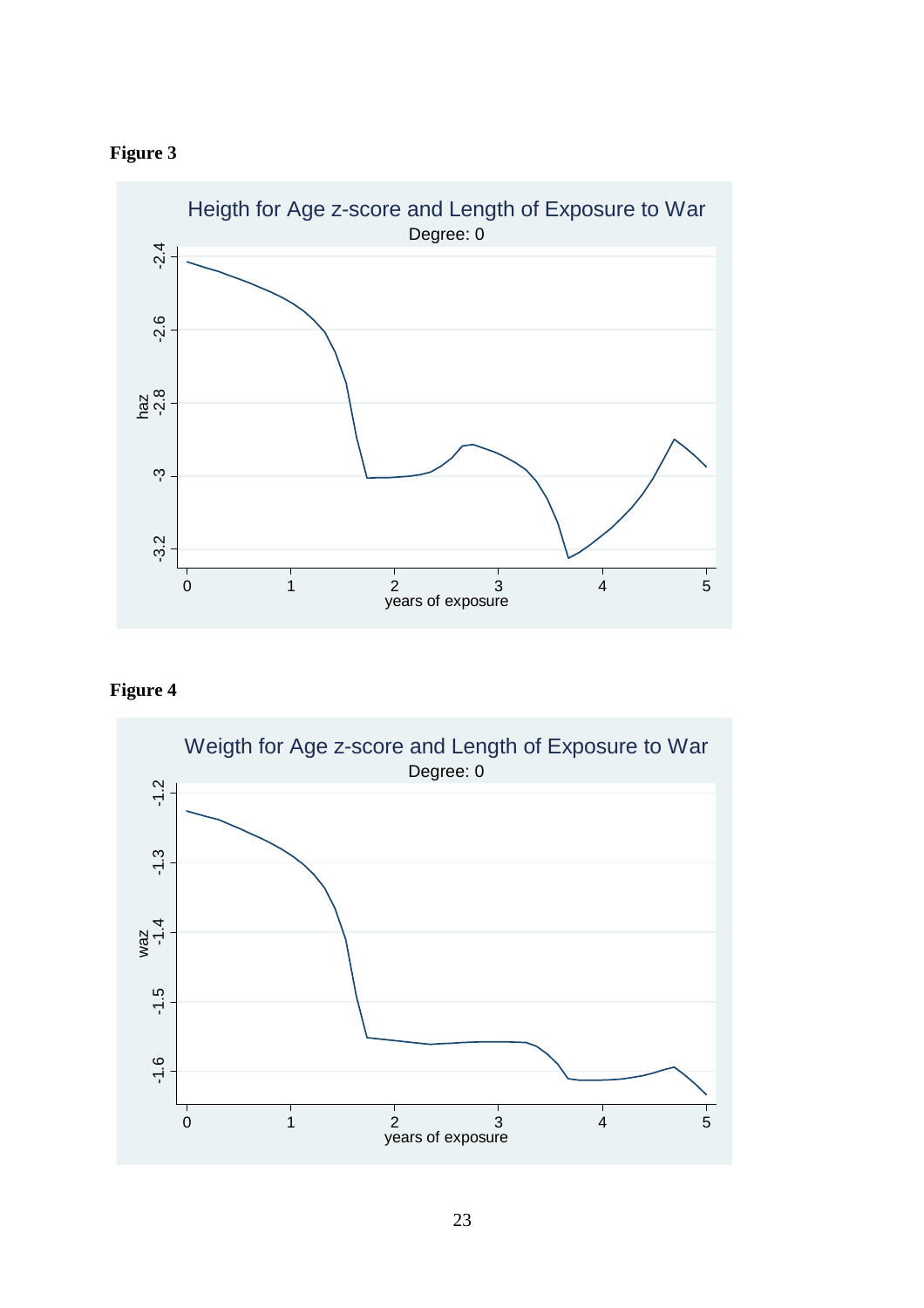**Figure 3**

Heigth for Age z-score and Length of Exposure to War

Degree: 0

**Figure 4**

Weigth for Age z-score and Length of Exposure to War

Degree: 0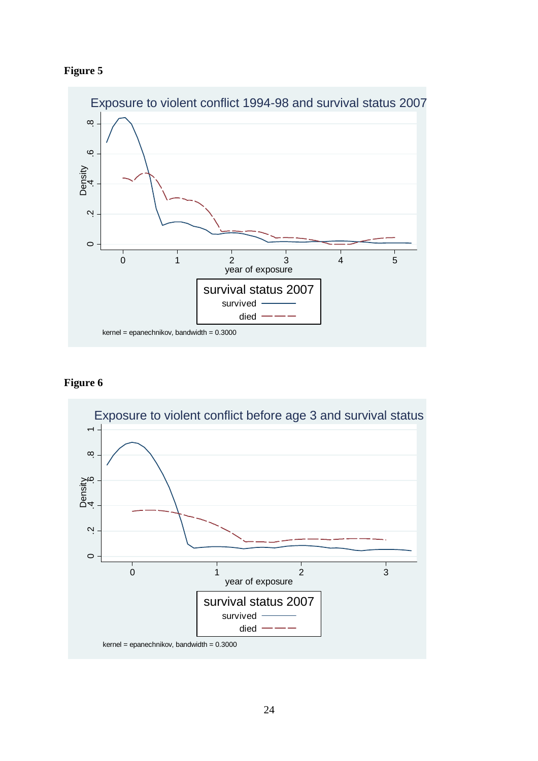**Figure 5**

Exposure to violent conflict 1994-98 and survival status 2007

Density

year of exposure

survival status 2007
survived
died

kernel = epanechnikov, bandwidth = 0.3000

**Figure 6**

Exposure to violent conflict before age 3 and survival status

Density

year of exposure

survival status 2007
survived
died

kernel = epanechnikov, bandwidth = 0.3000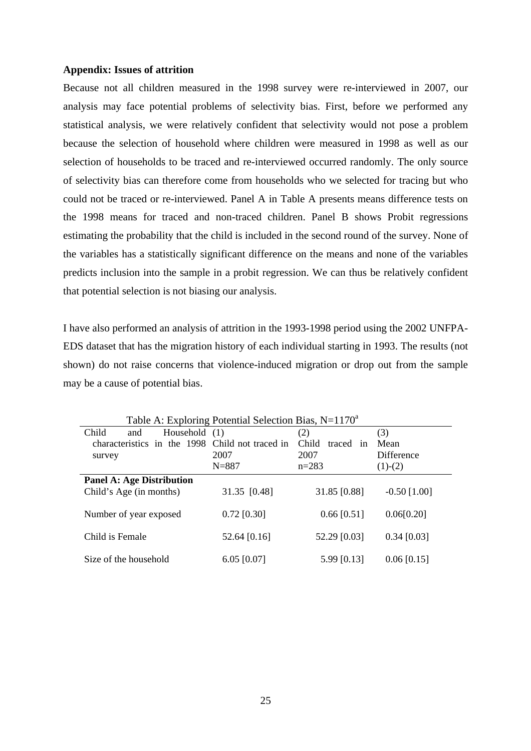**Appendix: Issues of attrition**

Because not all children measured in the 1998 survey were re-interviewed in 2007, our analysis may face potential problems of selectivity bias. First, before we performed any statistical analysis, we were relatively confident that selectivity would not pose a problem because the selection of household where children were measured in 1998 as well as our selection of households to be traced and re-interviewed occurred randomly. The only source of selectivity bias can therefore come from households who we selected for tracing but who could not be traced or re-interviewed. Panel A in Table A presents means difference tests on the 1998 means for traced and non-traced children. Panel B shows Probit regressions estimating the probability that the child is included in the second round of the survey. None of the variables has a statistically significant difference on the means and none of the variables predicts inclusion into the sample in a probit regression. We can thus be relatively confident that potential selection is not biasing our analysis.

I have also performed an analysis of attrition in the 1993-1998 period using the 2002 UNFPA-EDS dataset that has the migration history of each individual starting in 1993. The results (not shown) do not raise concerns that violence-induced migration or drop out from the sample may be a cause of potential bias.

Table A: Exploring Potential Selection Bias, N=1170[a]

| Child and Household characteristics in the 1998 survey | (1) Child not traced in 2007 N=887 | (2) Child traced in 2007 n=283 | (3) Mean Difference (1)-(2) |
|---|---|---|---|
| **Panel A: Age Distribution** | | | |
| Child's Age (in months) | 31.35 [0.48] | 31.85 [0.88] | -0.50 [1.00] |
| Number of year exposed | 0.72 [0.30] | 0.66 [0.51] | 0.06[0.20] |
| Child is Female | 52.64 [0.16] | 52.29 [0.03] | 0.34 [0.03] |
| Size of the household | 6.05 [0.07] | 5.99 [0.13] | 0.06 [0.15] |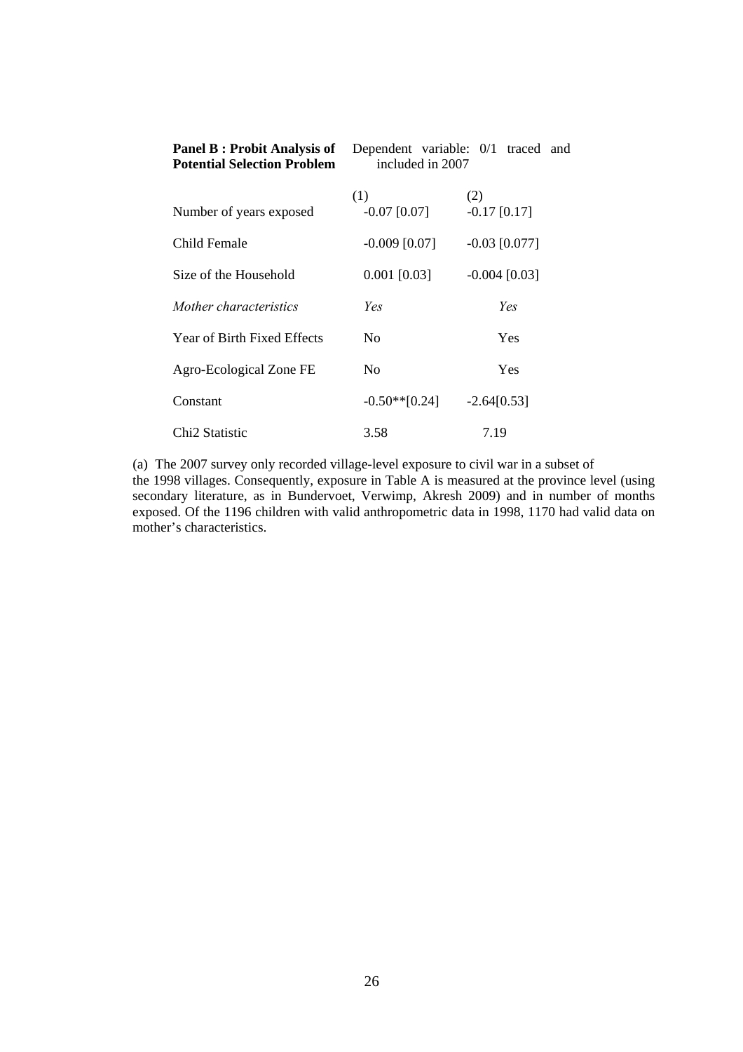| **Panel B : Probit Analysis of Potential Selection Problem** | Dependent variable: 0/1 traced and included in 2007 | |
|---|---|---|
| | (1) | (2) |
| Number of years exposed | -0.07 [0.07] | -0.17 [0.17] |
| Child Female | -0.009 [0.07] | -0.03 [0.077] |
| Size of the Household | 0.001 [0.03] | -0.004 [0.03] |
| *Mother characteristics* | *Yes* | *Yes* |
| Year of Birth Fixed Effects | No | Yes |
| Agro-Ecological Zone FE | No | Yes |
| Constant | -0.50**[0.24] | -2.64[0.53] |
| Chi2 Statistic | 3.58 | 7.19 |

(a) The 2007 survey only recorded village-level exposure to civil war in a subset of the 1998 villages. Consequently, exposure in Table A is measured at the province level (using secondary literature, as in Bundervoet, Verwimp, Akresh 2009) and in number of months exposed. Of the 1196 children with valid anthropometric data in 1998, 1170 had valid data on mother's characteristics.